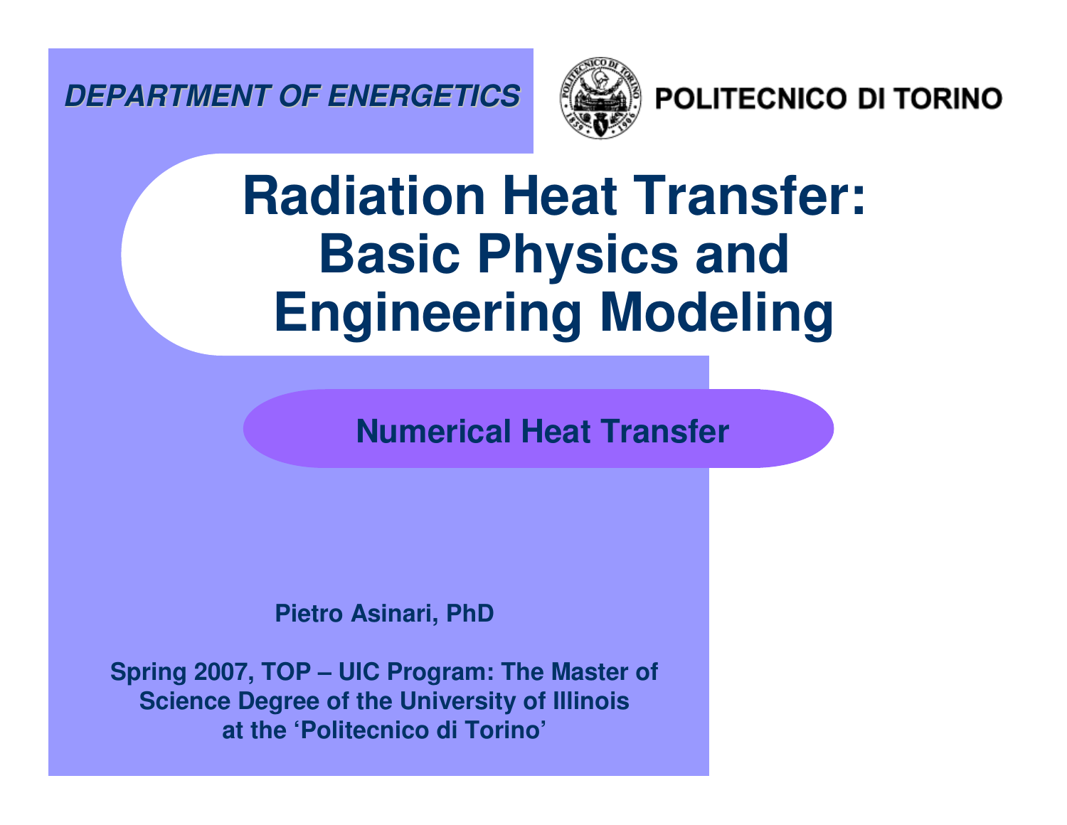**DEPARTMENT OF ENERGETICS**

**POLITECNICO DI TORINO**

# Radiation Heat Transfer: Basic Physics and Engineering Modeling

## Numerical Heat Transfer

**Pietro Asinari, PhD**

**Spring 2007, TOP – UIC Program: The Master of Science Degree of the University of Illinois at the 'Politecnico di Torino'**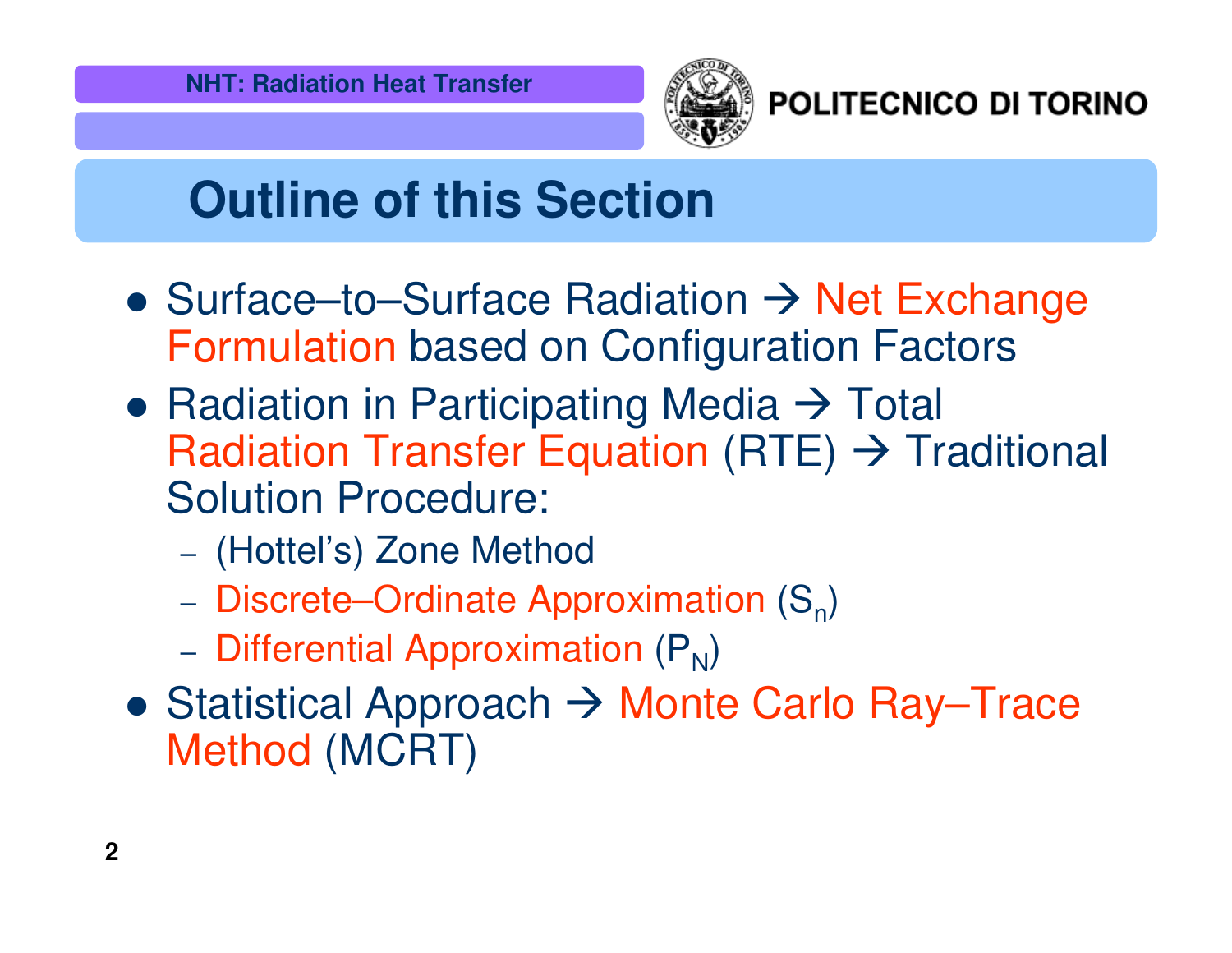# Outline of this Section

- Surface–to–Surface Radiation → Net Exchange Formulation based on Configuration Factors
- Radiation in Participating Media → Total Radiation Transfer Equation (RTE) → Traditional Solution Procedure:
  - (Hottel's) Zone Method
  - Discrete–Ordinate Approximation ($S_n$)
  - Differential Approximation ($P_N$)
- Statistical Approach → Monte Carlo Ray–Trace Method (MCRT)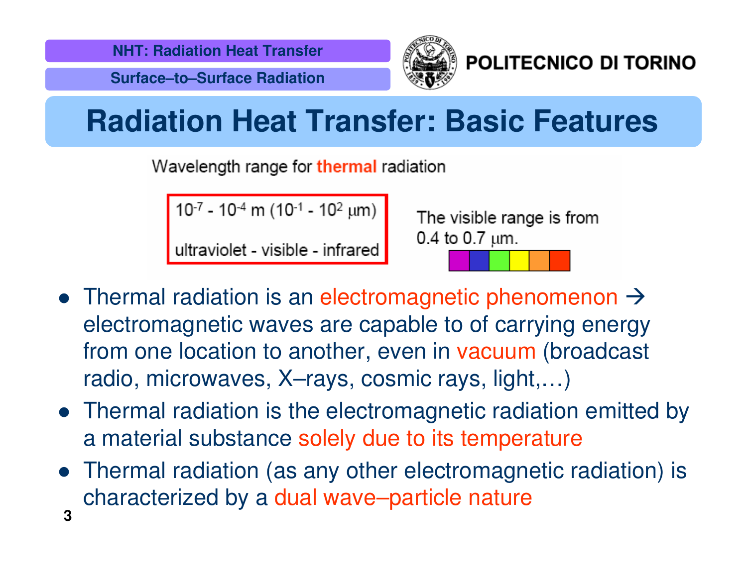# Radiation Heat Transfer: Basic Features

Wavelength range for **thermal** radiation

$10^{-7}$ - $10^{-4}$ m ($10^{-1}$ - $10^{2}$ μm)

ultraviolet - visible - infrared

The visible range is from 0.4 to 0.7 μm.

- Thermal radiation is an electromagnetic phenomenon → electromagnetic waves are capable to of carrying energy from one location to another, even in vacuum (broadcast radio, microwaves, X–rays, cosmic rays, light,…)
- Thermal radiation is the electromagnetic radiation emitted by a material substance solely due to its temperature
- Thermal radiation (as any other electromagnetic radiation) is characterized by a dual wave–particle nature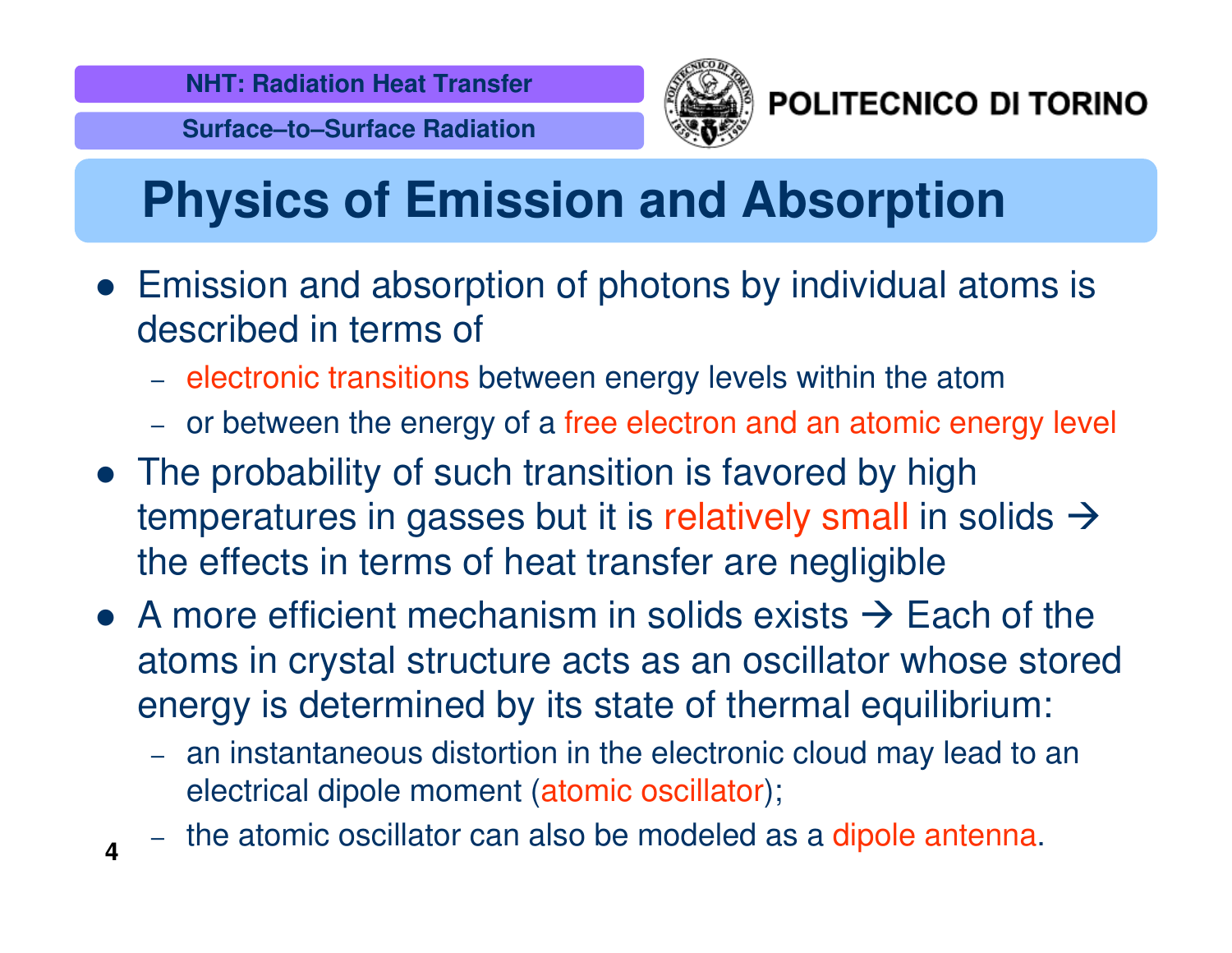# Physics of Emission and Absorption

- Emission and absorption of photons by individual atoms is described in terms of
  - electronic transitions between energy levels within the atom
  - or between the energy of a free electron and an atomic energy level
- The probability of such transition is favored by high temperatures in gasses but it is relatively small in solids → the effects in terms of heat transfer are negligible
- A more efficient mechanism in solids exists → Each of the atoms in crystal structure acts as an oscillator whose stored energy is determined by its state of thermal equilibrium:
  - an instantaneous distortion in the electronic cloud may lead to an electrical dipole moment (atomic oscillator);
  - the atomic oscillator can also be modeled as a dipole antenna.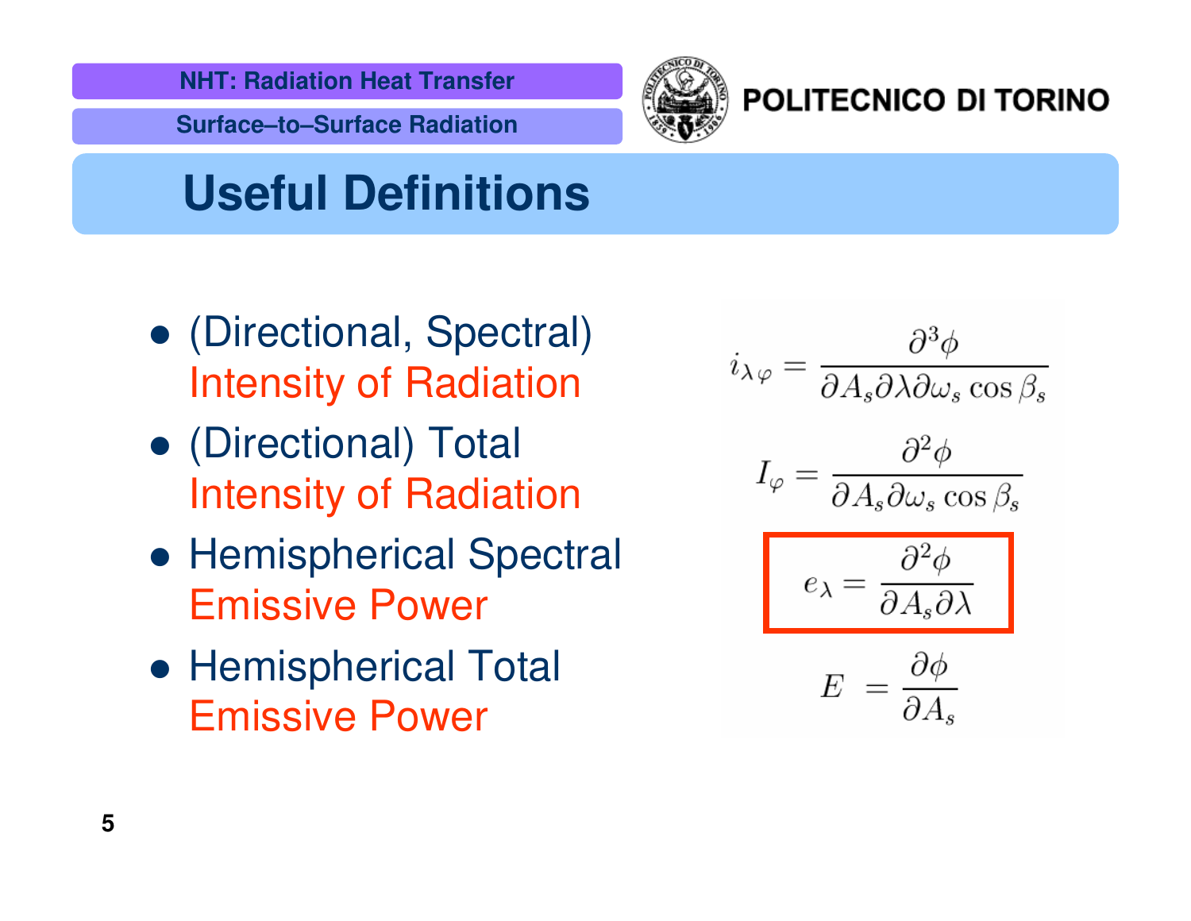# Useful Definitions

- (Directional, Spectral) Intensity of Radiation

$$i_{\lambda\varphi} = \frac{\partial^3 \phi}{\partial A_s \partial \lambda \partial \omega_s \cos \beta_s}$$

- (Directional) Total Intensity of Radiation

$$I_{\varphi} = \frac{\partial^2 \phi}{\partial A_s \partial \omega_s \cos \beta_s}$$

- Hemispherical Spectral Emissive Power

$$e_{\lambda} = \frac{\partial^2 \phi}{\partial A_s \partial \lambda}$$

- Hemispherical Total Emissive Power

$$E = \frac{\partial \phi}{\partial A_s}$$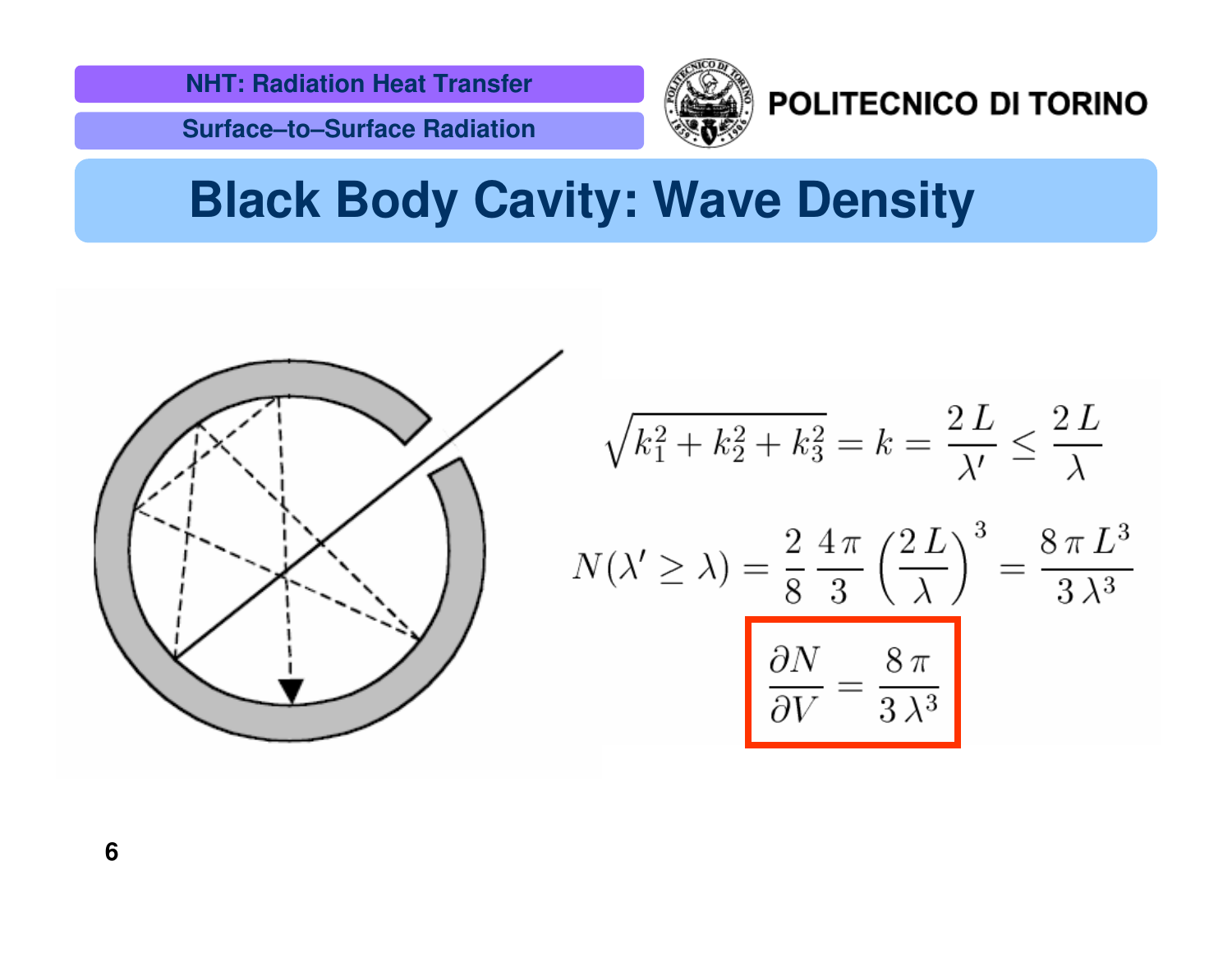# Black Body Cavity: Wave Density

$$\sqrt{k_1^2 + k_2^2 + k_3^2} = k = \frac{2\,L}{\lambda'} \leq \frac{2\,L}{\lambda}$$

$$N(\lambda' \geq \lambda) = \frac{2}{8}\,\frac{4\,\pi}{3}\left(\frac{2\,L}{\lambda}\right)^3 = \frac{8\,\pi\,L^3}{3\,\lambda^3}$$

$$\frac{\partial N}{\partial V} = \frac{8\,\pi}{3\,\lambda^3}$$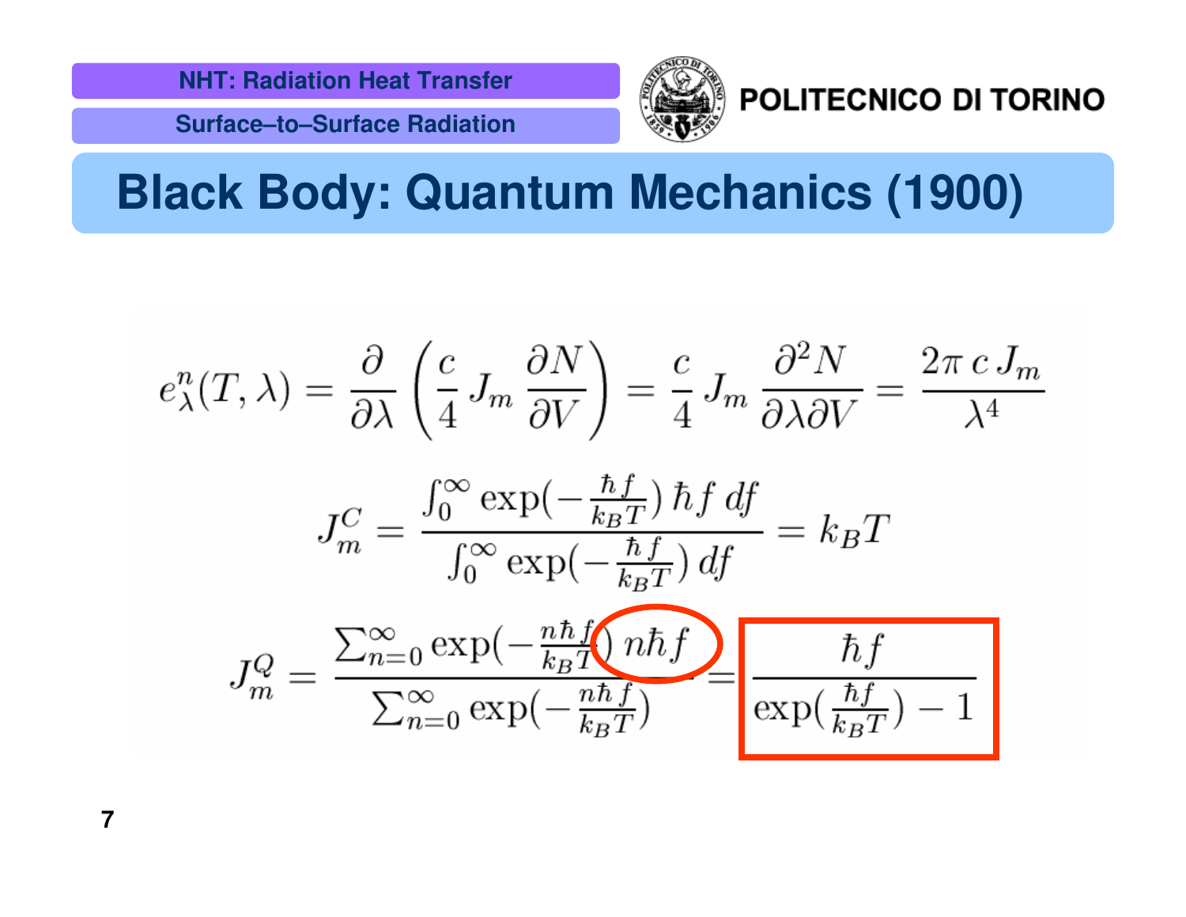# Black Body: Quantum Mechanics (1900)

$$e_\lambda^n(T,\lambda) = \frac{\partial}{\partial \lambda}\left(\frac{c}{4}\, J_m\, \frac{\partial N}{\partial V}\right) = \frac{c}{4}\, J_m\, \frac{\partial^2 N}{\partial \lambda \partial V} = \frac{2\pi\, c\, J_m}{\lambda^4}$$

$$J_m^C = \frac{\int_0^\infty \exp(-\frac{\hbar f}{k_B T})\, \hbar f\, df}{\int_0^\infty \exp(-\frac{\hbar f}{k_B T})\, df} = k_B T$$

$$J_m^Q = \frac{\sum_{n=0}^\infty \exp(-\frac{n\hbar f}{k_B T})\, n\hbar f}{\sum_{n=0}^\infty \exp(-\frac{n\hbar f}{k_B T})} = \boxed{\frac{\hbar f}{\exp(\frac{\hbar f}{k_B T}) - 1}}$$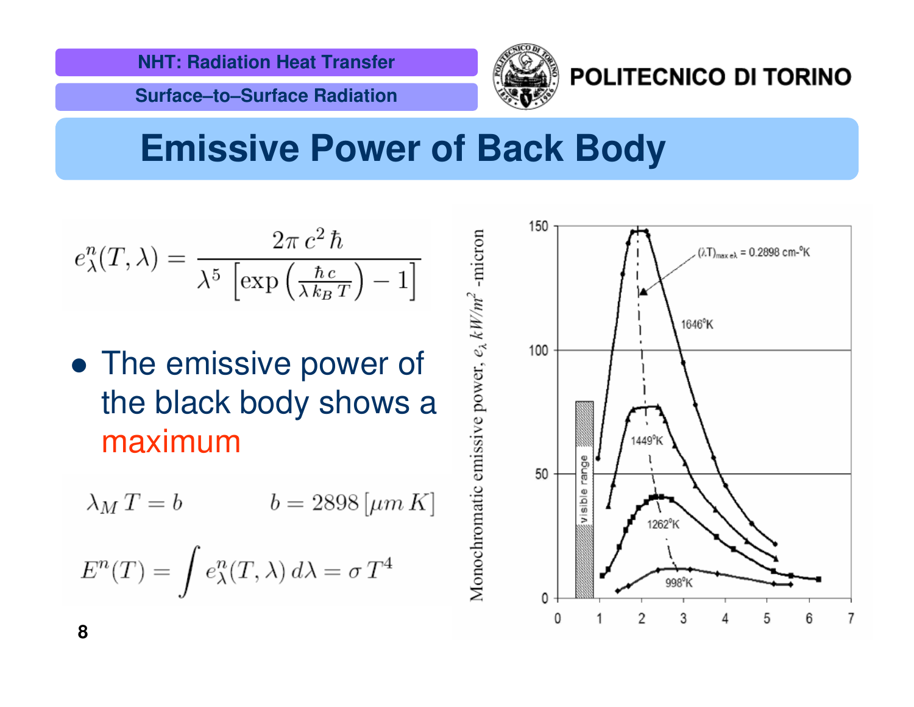## Emissive Power of Back Body

$$e_\lambda^n(T,\lambda) = \frac{2\pi\, c^2\, \hbar}{\lambda^5 \left[\exp\left(\frac{\hbar\, c}{\lambda\, k_B\, T}\right) - 1\right]}$$

- The emissive power of the black body shows a maximum

$$\lambda_M\, T = b \qquad\qquad b = 2898\,[\mu m\, K]$$

$$E^n(T) = \int e_\lambda^n(T,\lambda)\, d\lambda = \sigma\, T^4$$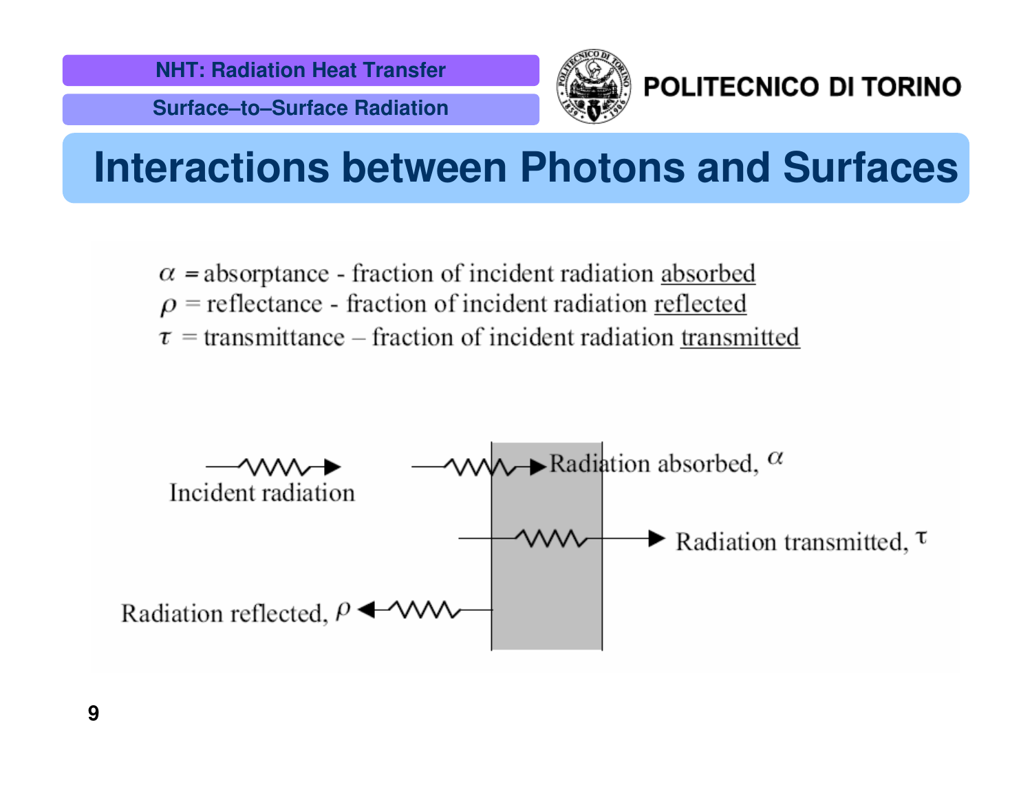# Interactions between Photons and Surfaces

$\alpha$ = absorptance - fraction of incident radiation <u>absorbed</u>
$\rho$ = reflectance - fraction of incident radiation <u>reflected</u>
$\tau$ = transmittance – fraction of incident radiation <u>transmitted</u>

Incident radiation

Radiation absorbed, $\alpha$

Radiation transmitted, $\tau$

Radiation reflected, $\rho$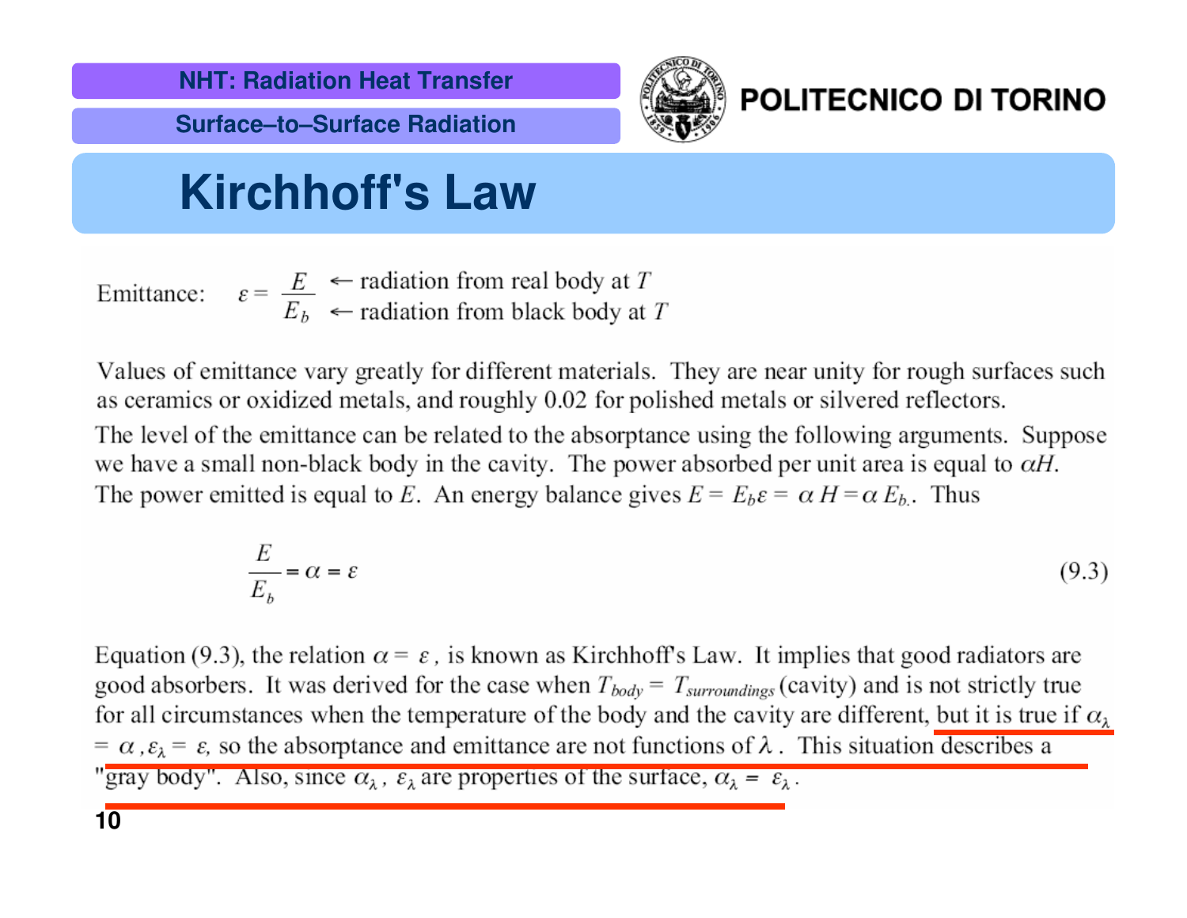# Kirchhoff's Law

Emittance: $\varepsilon = \dfrac{E}{E_b}$ ← radiation from real body at $T$; ← radiation from black body at $T$

Values of emittance vary greatly for different materials. They are near unity for rough surfaces such as ceramics or oxidized metals, and roughly 0.02 for polished metals or silvered reflectors.

The level of the emittance can be related to the absorptance using the following arguments. Suppose we have a small non-black body in the cavity. The power absorbed per unit area is equal to $\alpha H$. The power emitted is equal to $E$. An energy balance gives $E = E_b\varepsilon = \alpha H = \alpha E_b$. Thus

$$\frac{E}{E_b} = \alpha = \varepsilon \tag{9.3}$$

Equation (9.3), the relation $\alpha = \varepsilon$, is known as Kirchhoff's Law. It implies that good radiators are good absorbers. It was derived for the case when $T_{body} = T_{surroundings}$ (cavity) and is not strictly true for all circumstances when the temperature of the body and the cavity are different, but it is true if $\alpha_\lambda = \alpha, \varepsilon_\lambda = \varepsilon$, so the absorptance and emittance are not functions of $\lambda$. This situation describes a "gray body". Also, since $\alpha_\lambda$, $\varepsilon_\lambda$ are properties of the surface, $\alpha_\lambda = \varepsilon_\lambda$.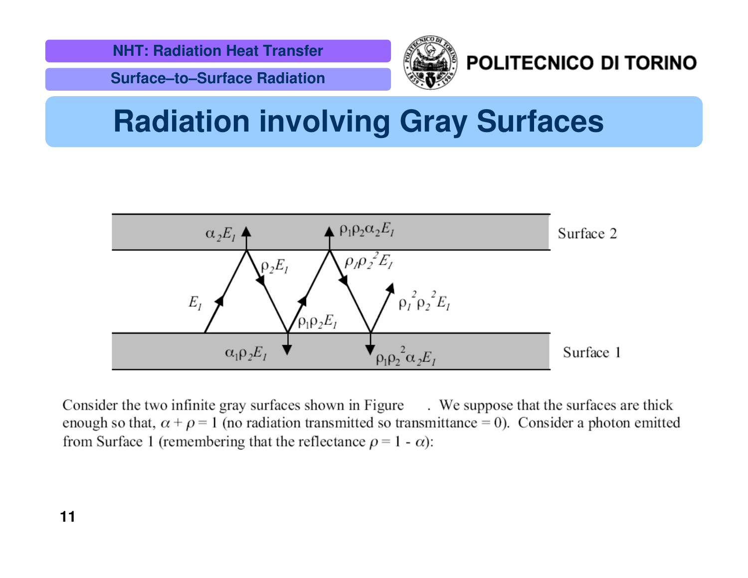# Radiation involving Gray Surfaces

Surface 2

$\alpha_2 E_1$ $\rho_1\rho_2\alpha_2 E_1$

$\rho_2 E_1$ $\rho_1\rho_2^2 E_1$

$E_1$ $\rho_1^2\rho_2^2 E_1$

$\rho_1\rho_2 E_1$

$\alpha_1\rho_2 E_1$ $\rho_1\rho_2^2\alpha_2 E_1$

Surface 1

Consider the two infinite gray surfaces shown in Figure . We suppose that the surfaces are thick enough so that, $\alpha + \rho = 1$ (no radiation transmitted so transmittance = 0). Consider a photon emitted from Surface 1 (remembering that the reflectance $\rho = 1 - \alpha$):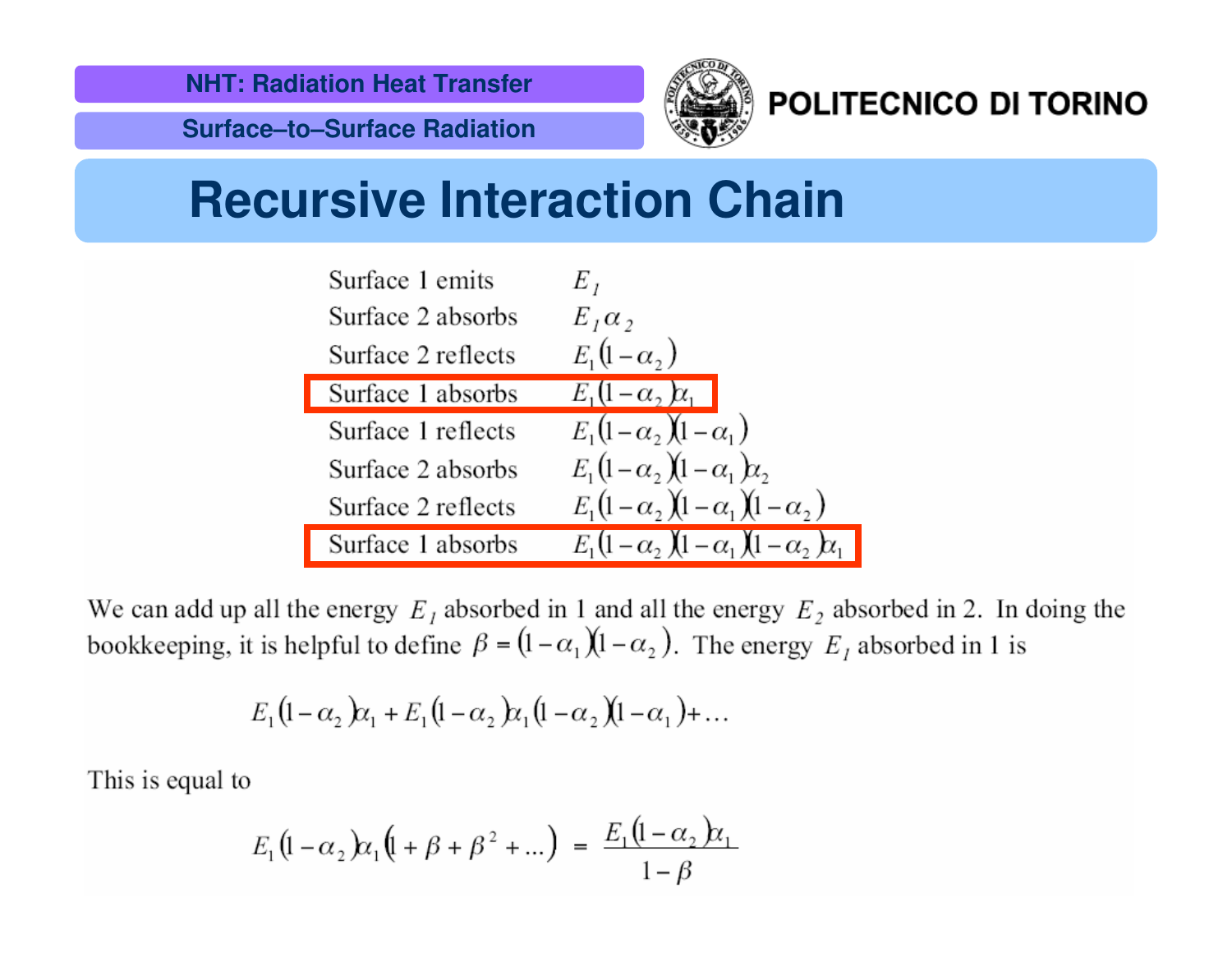# Recursive Interaction Chain

| | |
|---|---|
| Surface 1 emits | $E_1$ |
| Surface 2 absorbs | $E_1 \alpha_2$ |
| Surface 2 reflects | $E_1(1-\alpha_2)$ |
| **Surface 1 absorbs** | $E_1(1-\alpha_2)\alpha_1$ |
| Surface 1 reflects | $E_1(1-\alpha_2)(1-\alpha_1)$ |
| Surface 2 absorbs | $E_1(1-\alpha_2)(1-\alpha_1)\alpha_2$ |
| Surface 2 reflects | $E_1(1-\alpha_2)(1-\alpha_1)(1-\alpha_2)$ |
| **Surface 1 absorbs** | $E_1(1-\alpha_2)(1-\alpha_1)(1-\alpha_2)\alpha_1$ |

We can add up all the energy $E_1$ absorbed in 1 and all the energy $E_2$ absorbed in 2. In doing the bookkeeping, it is helpful to define $\beta = (1-\alpha_1)(1-\alpha_2)$. The energy $E_1$ absorbed in 1 is

$$E_1(1-\alpha_2)\alpha_1 + E_1(1-\alpha_2)\alpha_1(1-\alpha_2)(1-\alpha_1) + \ldots$$

This is equal to

$$E_1(1-\alpha_2)\alpha_1(1+\beta+\beta^2+\ldots) = \frac{E_1(1-\alpha_2)\alpha_1}{1-\beta}$$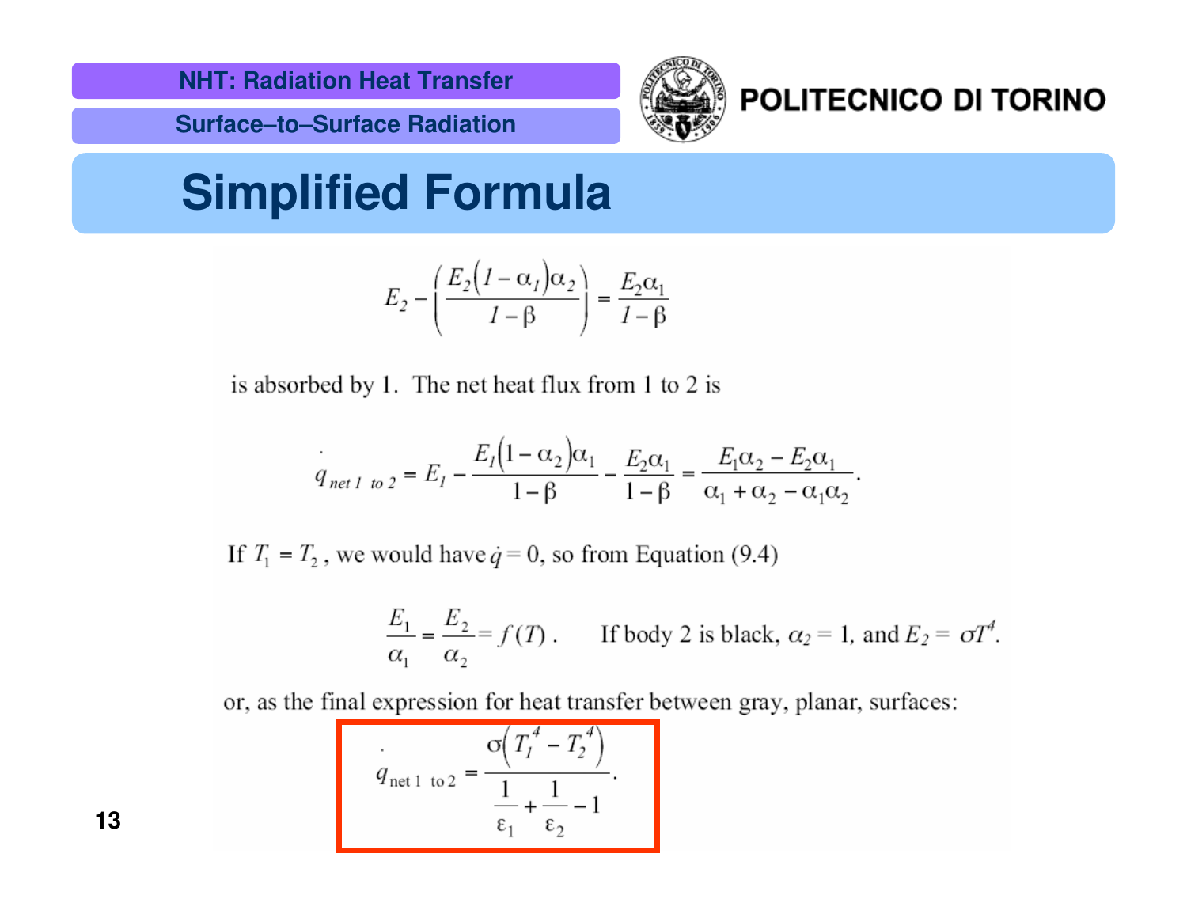# Simplified Formula

$$E_2 - \left( \frac{E_2 (1-\alpha_1)\alpha_2}{1-\beta} \right) = \frac{E_2 \alpha_1}{1-\beta}$$

is absorbed by 1. The net heat flux from 1 to 2 is

$$\dot{q}_{net\ 1\ to\ 2} = E_1 - \frac{E_1(1-\alpha_2)\alpha_1}{1-\beta} - \frac{E_2\alpha_1}{1-\beta} = \frac{E_1\alpha_2 - E_2\alpha_1}{\alpha_1 + \alpha_2 - \alpha_1\alpha_2}.$$

If $T_1 = T_2$, we would have $\dot{q} = 0$, so from Equation (9.4)

$$\frac{E_1}{\alpha_1} = \frac{E_2}{\alpha_2} = f(T).$$

If body 2 is black, $\alpha_2 = 1$, and $E_2 = \sigma T^4$.

or, as the final expression for heat transfer between gray, planar, surfaces:

$$\dot{q}_{net\ 1\ to\ 2} = \frac{\sigma\left(T_1^4 - T_2^4\right)}{\frac{1}{\varepsilon_1} + \frac{1}{\varepsilon_2} - 1}.$$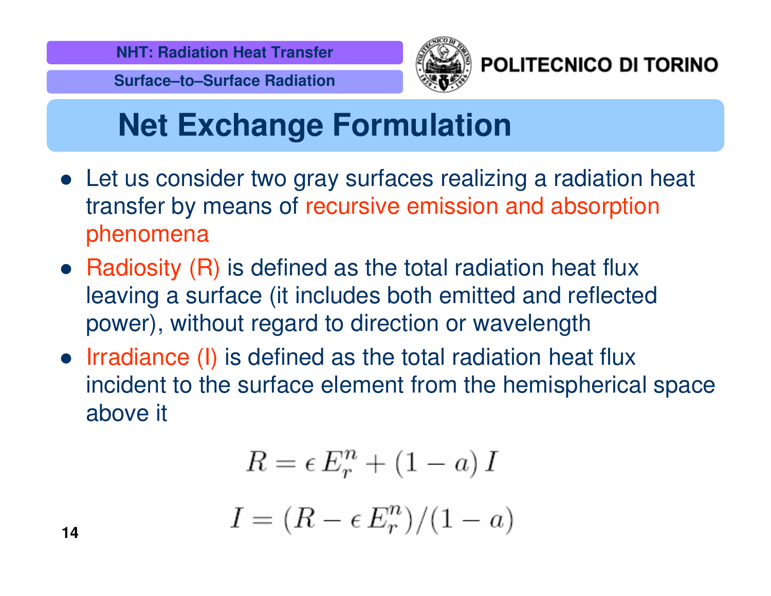# Net Exchange Formulation

- Let us consider two gray surfaces realizing a radiation heat transfer by means of recursive emission and absorption phenomena
- Radiosity (R) is defined as the total radiation heat flux leaving a surface (it includes both emitted and reflected power), without regard to direction or wavelength
- Irradiance (I) is defined as the total radiation heat flux incident to the surface element from the hemispherical space above it

$$R = \epsilon \, E_r^n + (1 - a) \, I$$

$$I = (R - \epsilon \, E_r^n)/(1 - a)$$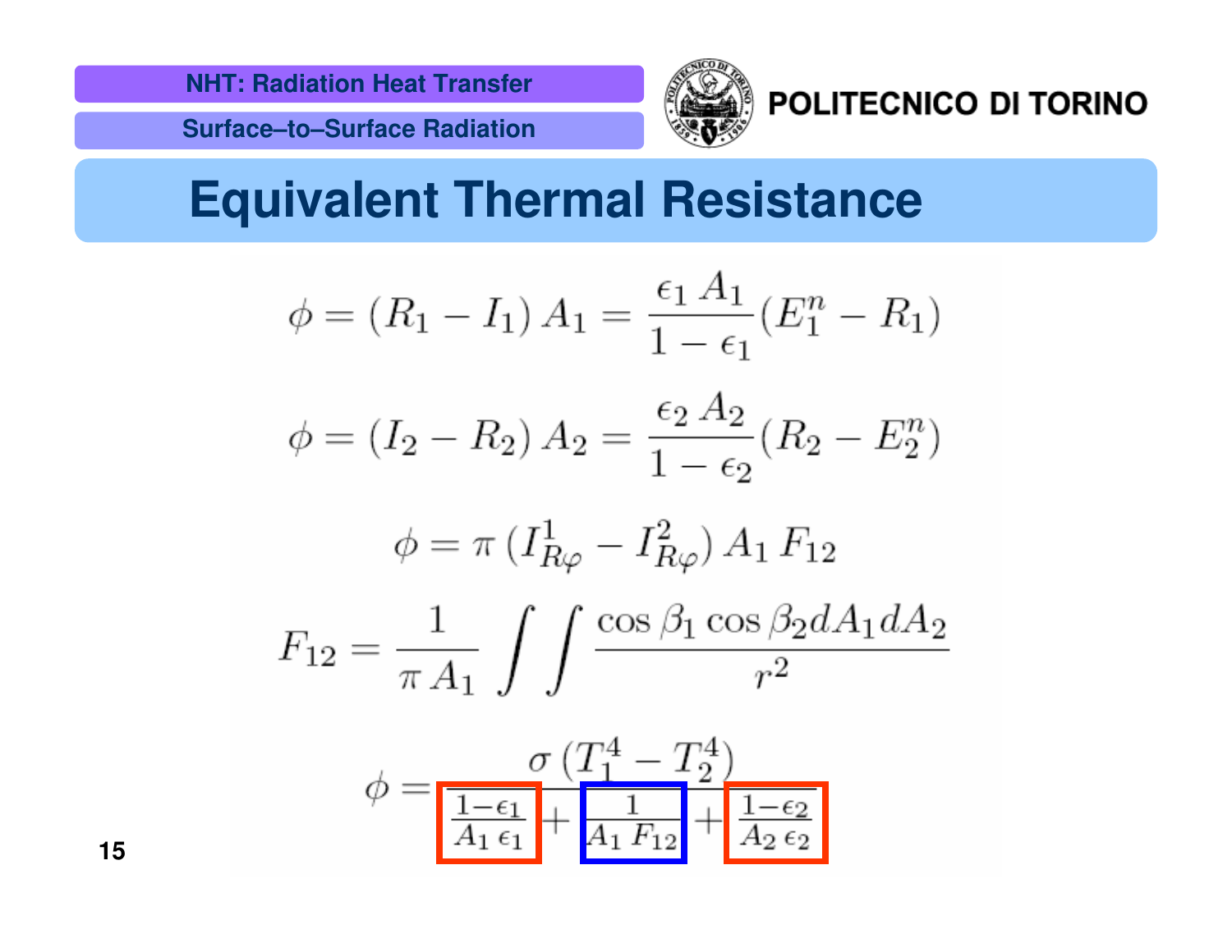# Equivalent Thermal Resistance

$$\phi = (R_1 - I_1)\, A_1 = \frac{\epsilon_1\, A_1}{1-\epsilon_1}(E_1^n - R_1)$$

$$\phi = (I_2 - R_2)\, A_2 = \frac{\epsilon_2\, A_2}{1-\epsilon_2}(R_2 - E_2^n)$$

$$\phi = \pi\, (I_{R\varphi}^1 - I_{R\varphi}^2)\, A_1\, F_{12}$$

$$F_{12} = \frac{1}{\pi\, A_1} \int\int \frac{\cos\beta_1 \cos\beta_2 dA_1 dA_2}{r^2}$$

$$\phi = \frac{\sigma\,(T_1^4 - T_2^4)}{\frac{1-\epsilon_1}{A_1\,\epsilon_1} + \frac{1}{A_1\, F_{12}} + \frac{1-\epsilon_2}{A_2\,\epsilon_2}}$$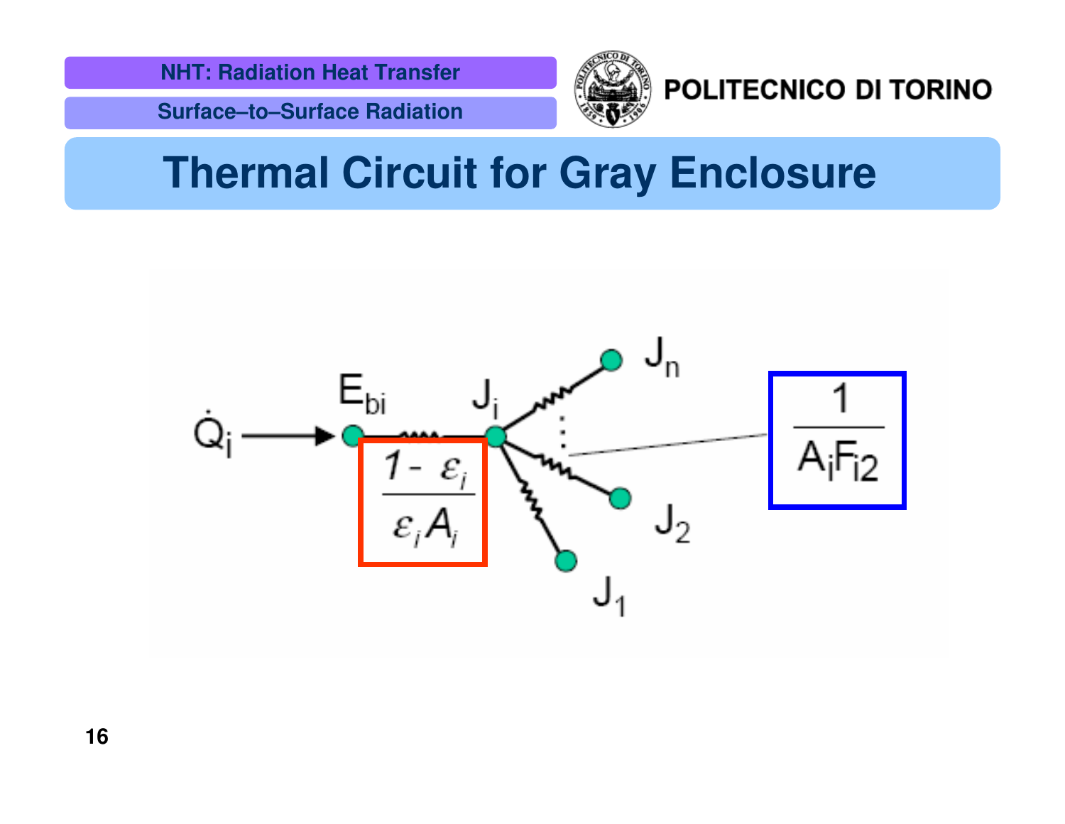# Thermal Circuit for Gray Enclosure

$\dot{Q}_i$ → $E_{bi}$ — $\frac{1-\varepsilon_i}{\varepsilon_i A_i}$ — $J_i$ — $J_1$, $J_2$, …, $J_n$

$\frac{1}{A_i F_{i2}}$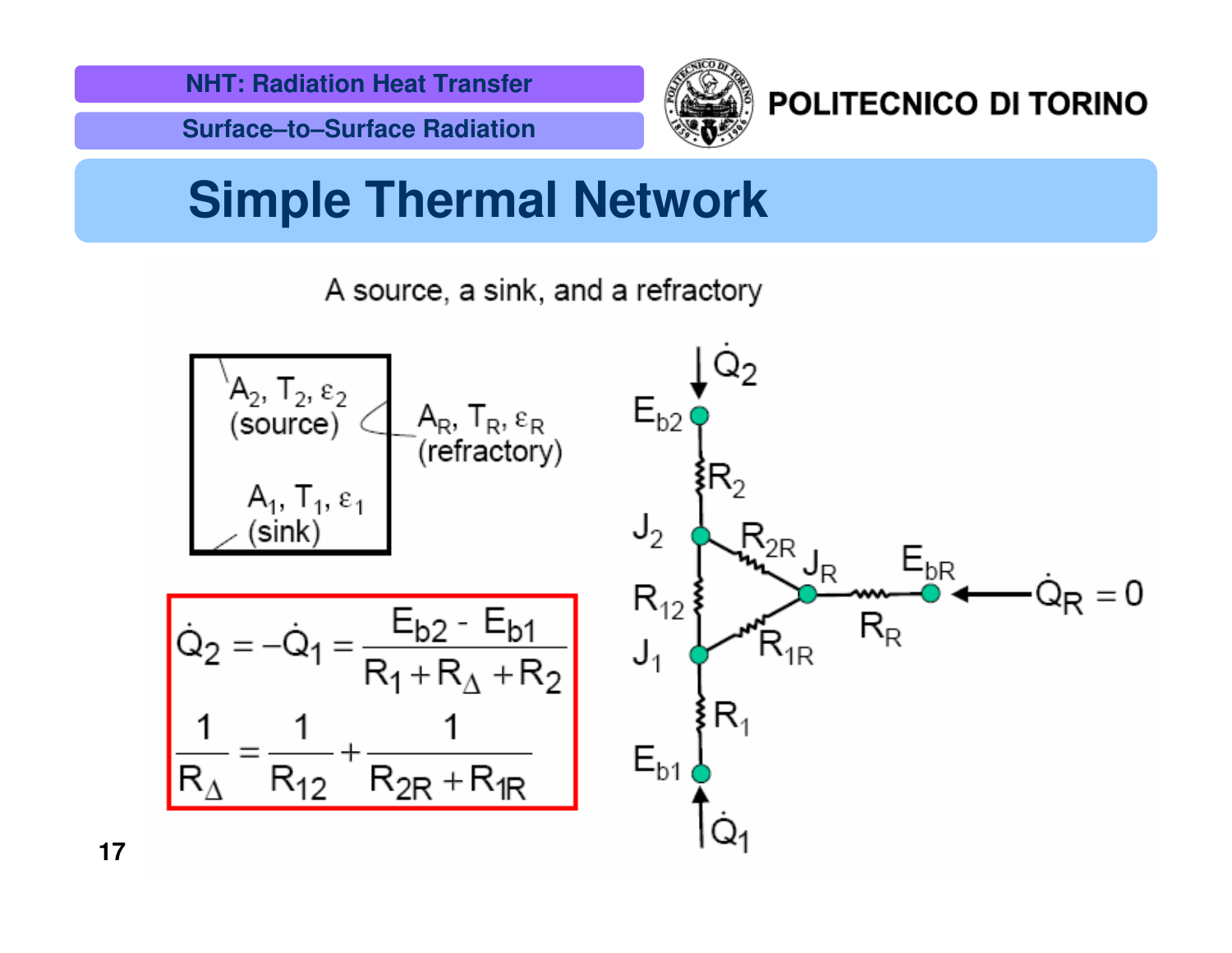# Simple Thermal Network

A source, a sink, and a refractory

$A_2, T_2, \varepsilon_2$ (source)

$A_R, T_R, \varepsilon_R$ (refractory)

$A_1, T_1, \varepsilon_1$ (sink)

$$\dot{Q}_2 = -\dot{Q}_1 = \frac{E_{b2} - E_{b1}}{R_1 + R_\Delta + R_2}$$

$$\frac{1}{R_\Delta} = \frac{1}{R_{12}} + \frac{1}{R_{2R} + R_{1R}}$$

$\dot{Q}_2$, $E_{b2}$, $R_2$, $J_2$, $R_{2R}$, $J_R$, $E_{bR}$, $\dot{Q}_R = 0$, $R_{12}$, $R_R$, $J_1$, $R_{1R}$, $R_1$, $E_{b1}$, $\dot{Q}_1$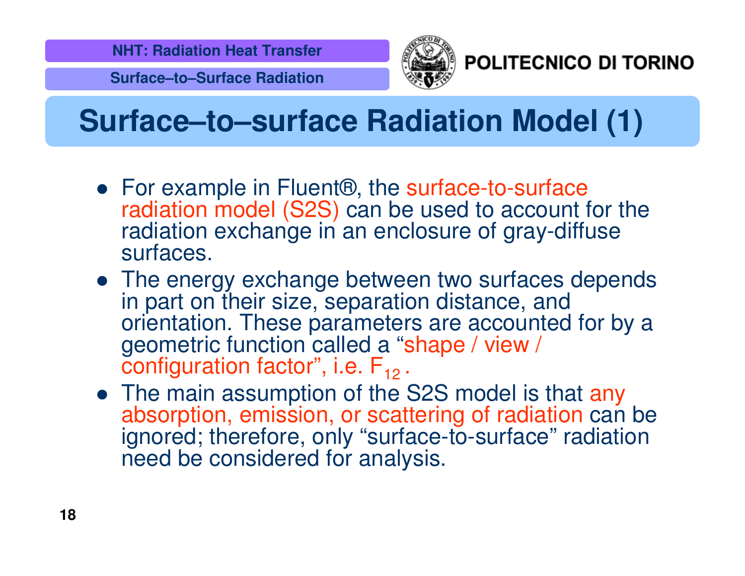# Surface–to–surface Radiation Model (1)

- For example in Fluent®, the surface-to-surface radiation model (S2S) can be used to account for the radiation exchange in an enclosure of gray-diffuse surfaces.
- The energy exchange between two surfaces depends in part on their size, separation distance, and orientation. These parameters are accounted for by a geometric function called a “shape / view / configuration factor”, i.e. $F_{12}$ .
- The main assumption of the S2S model is that any absorption, emission, or scattering of radiation can be ignored; therefore, only “surface-to-surface” radiation need be considered for analysis.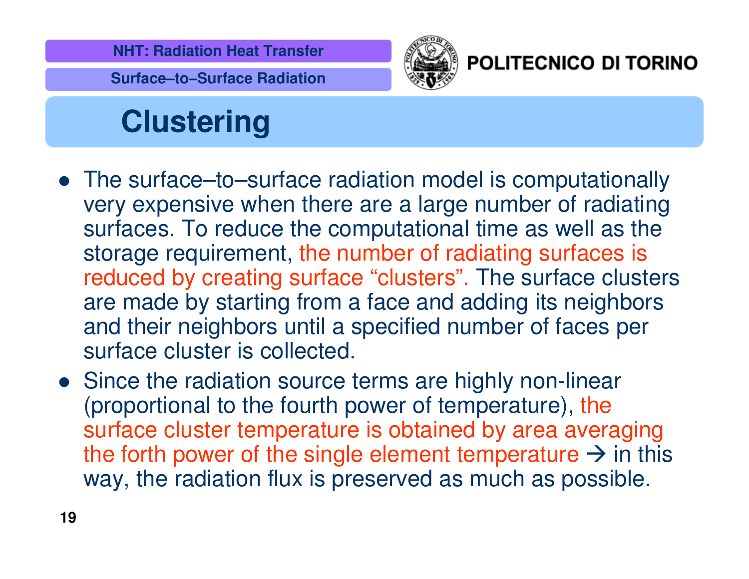# Clustering

- The surface–to–surface radiation model is computationally very expensive when there are a large number of radiating surfaces. To reduce the computational time as well as the storage requirement, the number of radiating surfaces is reduced by creating surface "clusters". The surface clusters are made by starting from a face and adding its neighbors and their neighbors until a specified number of faces per surface cluster is collected.
- Since the radiation source terms are highly non-linear (proportional to the fourth power of temperature), the surface cluster temperature is obtained by area averaging the forth power of the single element temperature → in this way, the radiation flux is preserved as much as possible.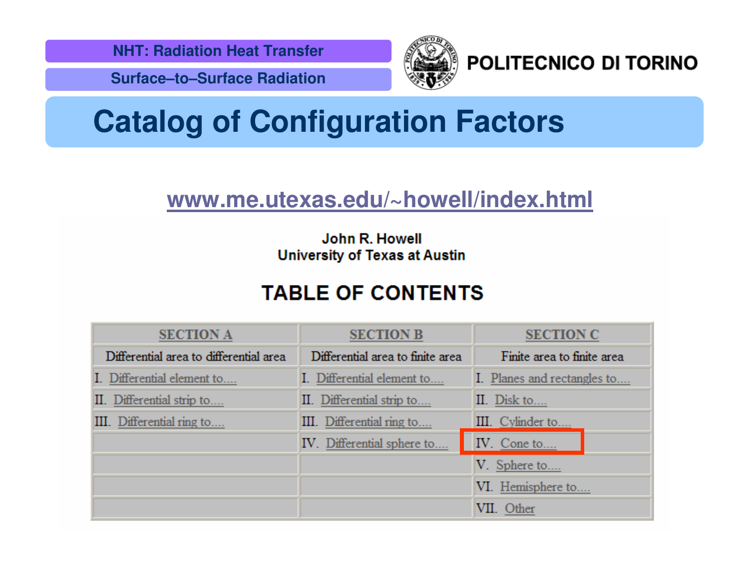# Catalog of Configuration Factors

**www.me.utexas.edu/~howell/index.html**

John R. Howell
University of Texas at Austin

## TABLE OF CONTENTS

| SECTION A | SECTION B | SECTION C |
|---|---|---|
| Differential area to differential area | Differential area to finite area | Finite area to finite area |
| I. Differential element to.... | I. Differential element to.... | I. Planes and rectangles to.... |
| II. Differential strip to.... | II. Differential strip to.... | II. Disk to.... |
| III. Differential ring to.... | III. Differential ring to.... | III. Cylinder to.... |
| | IV. Differential sphere to.... | IV. Cone to.... |
| | | V. Sphere to.... |
| | | VI. Hemisphere to.... |
| | | VII. Other |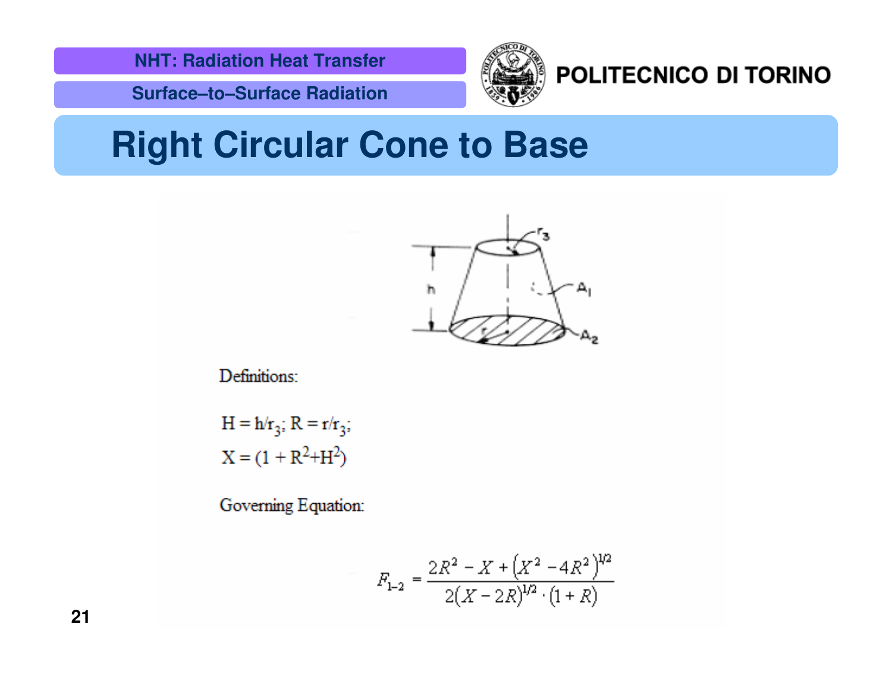# Right Circular Cone to Base

Definitions:

$H = h/r_3$; $R = r/r_3$;

$X = (1 + R^2 + H^2)$

Governing Equation:

$$F_{1-2} = \frac{2R^2 - X + \left(X^2 - 4R^2\right)^{1/2}}{2\left(X - 2R\right)^{1/2} \cdot \left(1 + R\right)}$$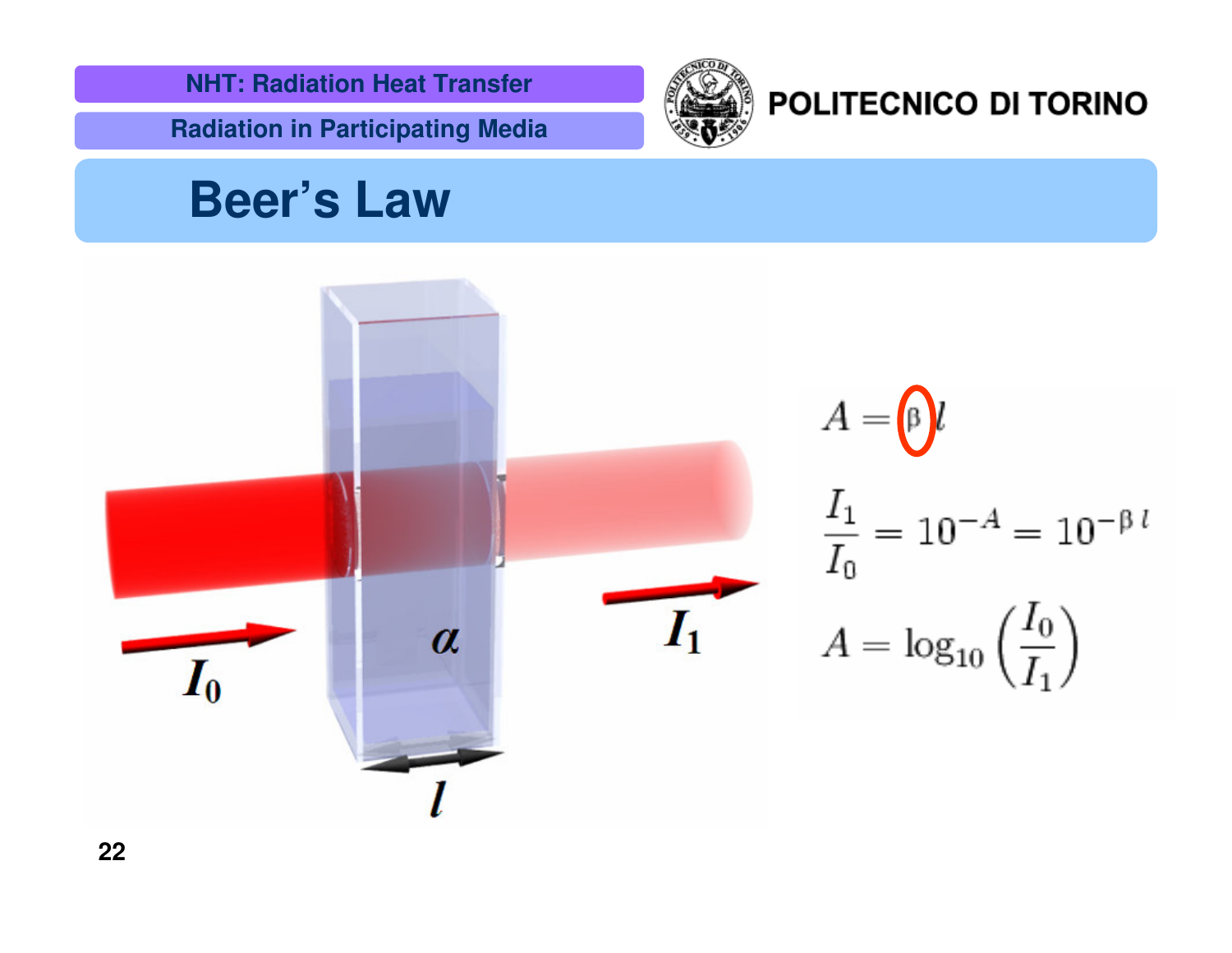# Beer's Law

$$A = \beta l$$

$$\frac{I_1}{I_0} = 10^{-A} = 10^{-\beta l}$$

$$A = \log_{10}\left(\frac{I_0}{I_1}\right)$$

$I_0$ $\alpha$ $I_1$ $l$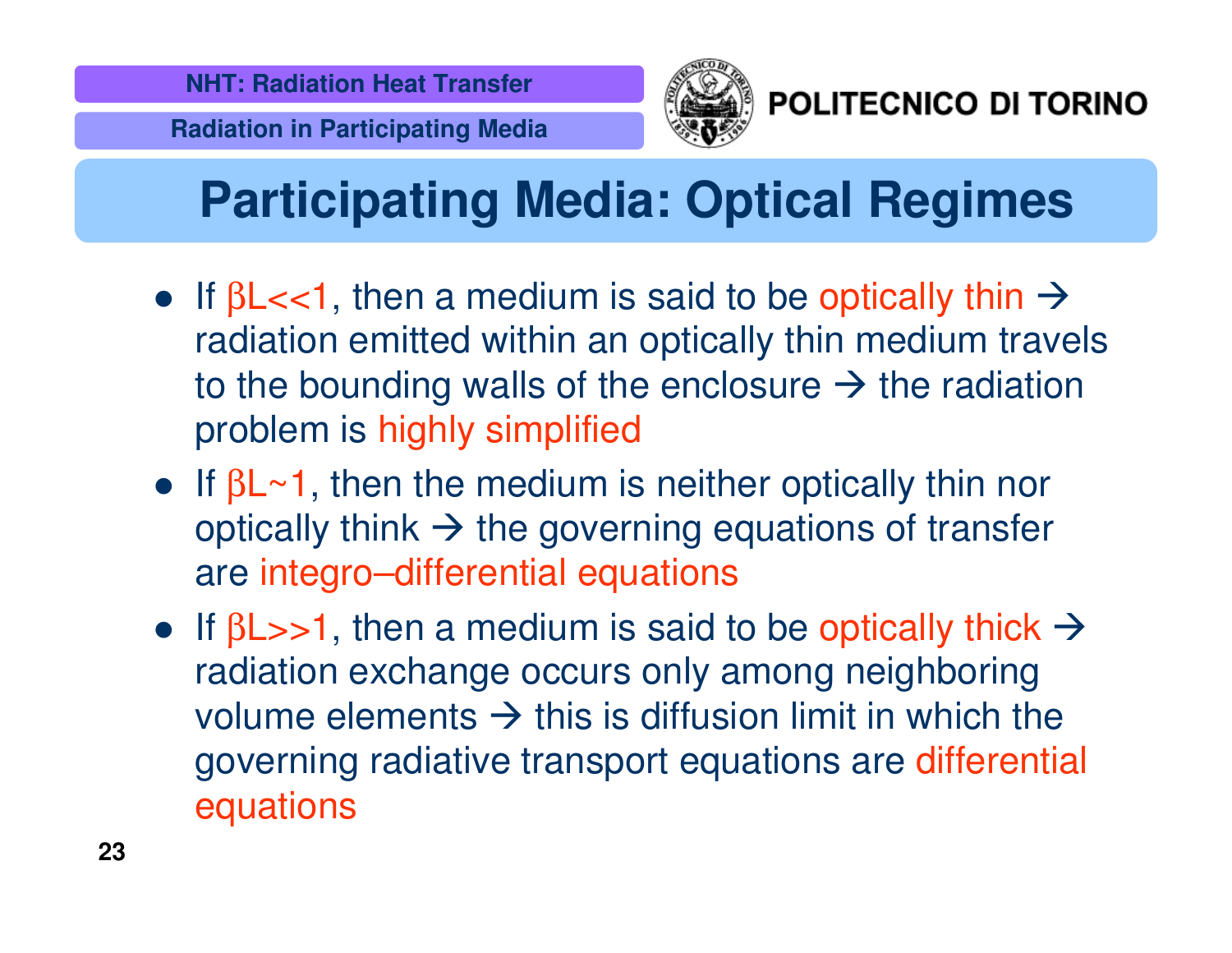# Participating Media: Optical Regimes

- If $\beta L << 1$, then a medium is said to be optically thin → radiation emitted within an optically thin medium travels to the bounding walls of the enclosure → the radiation problem is highly simplified
- If $\beta L \sim 1$, then the medium is neither optically thin nor optically think → the governing equations of transfer are integro–differential equations
- If $\beta L >> 1$, then a medium is said to be optically thick → radiation exchange occurs only among neighboring volume elements → this is diffusion limit in which the governing radiative transport equations are differential equations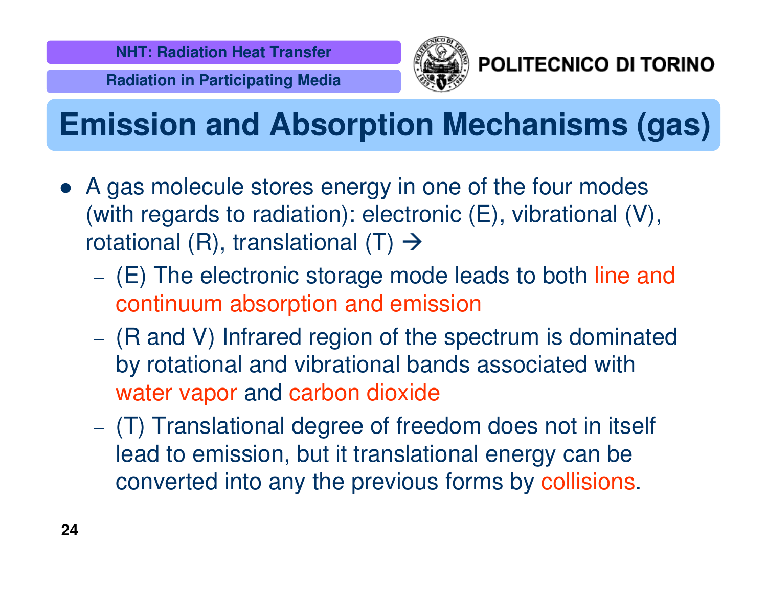# Emission and Absorption Mechanisms (gas)

- A gas molecule stores energy in one of the four modes (with regards to radiation): electronic (E), vibrational (V), rotational (R), translational (T) →
  - (E) The electronic storage mode leads to both line and continuum absorption and emission
  - (R and V) Infrared region of the spectrum is dominated by rotational and vibrational bands associated with water vapor and carbon dioxide
  - (T) Translational degree of freedom does not in itself lead to emission, but it translational energy can be converted into any the previous forms by collisions.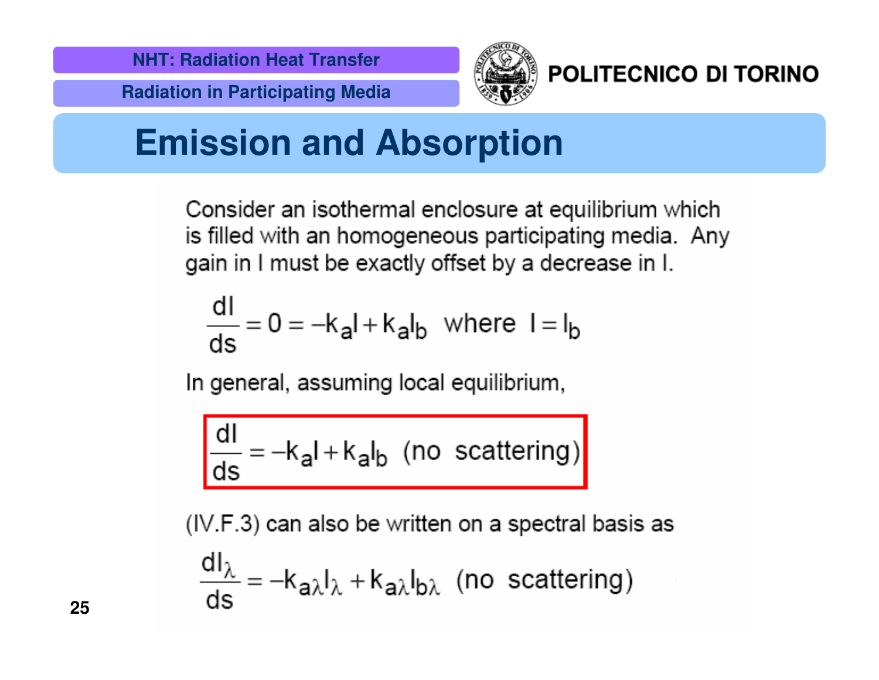# Emission and Absorption

Consider an isothermal enclosure at equilibrium which is filled with an homogeneous participating media. Any gain in I must be exactly offset by a decrease in I.

$$\frac{dI}{ds} = 0 = -k_a I + k_a I_b \quad \text{where} \quad I = I_b$$

In general, assuming local equilibrium,

$$\boxed{\frac{dI}{ds} = -k_a I + k_a I_b \quad (\text{no scattering})}$$

(IV.F.3) can also be written on a spectral basis as

$$\frac{dI_\lambda}{ds} = -k_{a\lambda} I_\lambda + k_{a\lambda} I_{b\lambda} \quad (\text{no scattering})$$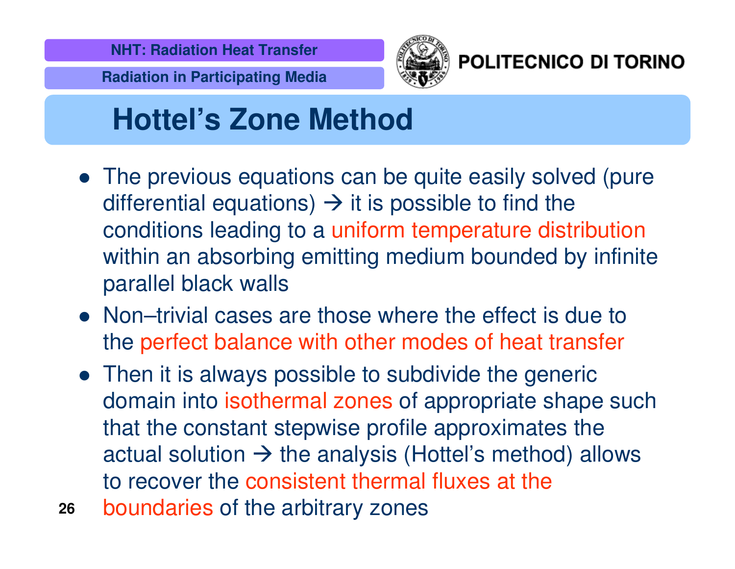# Hottel's Zone Method

- The previous equations can be quite easily solved (pure differential equations) → it is possible to find the conditions leading to a uniform temperature distribution within an absorbing emitting medium bounded by infinite parallel black walls
- Non–trivial cases are those where the effect is due to the perfect balance with other modes of heat transfer
- Then it is always possible to subdivide the generic domain into isothermal zones of appropriate shape such that the constant stepwise profile approximates the actual solution → the analysis (Hottel's method) allows to recover the consistent thermal fluxes at the boundaries of the arbitrary zones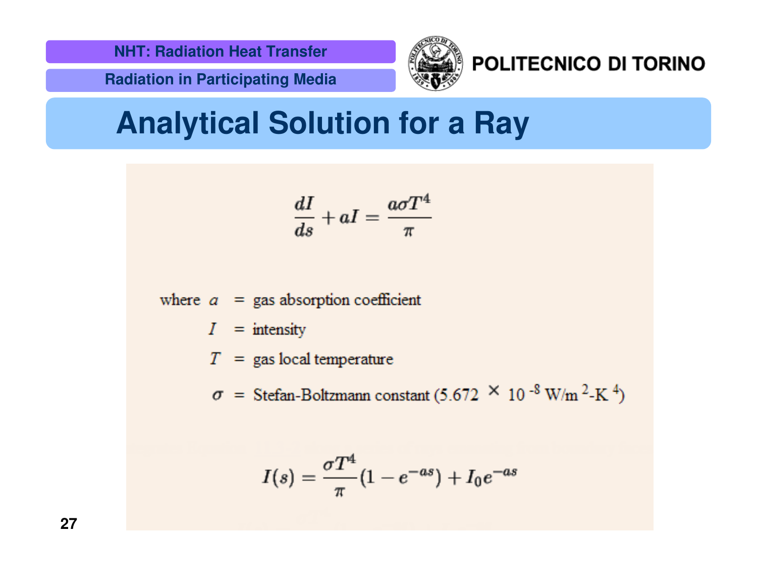# Analytical Solution for a Ray

$$\frac{dI}{ds} + aI = \frac{a\sigma T^4}{\pi}$$

where $a$ = gas absorption coefficient

$I$ = intensity

$T$ = gas local temperature

$\sigma$ = Stefan-Boltzmann constant ($5.672 \times 10^{-8}$ W/m$^2$-K$^4$)

$$I(s) = \frac{\sigma T^4}{\pi}(1 - e^{-as}) + I_0 e^{-as}$$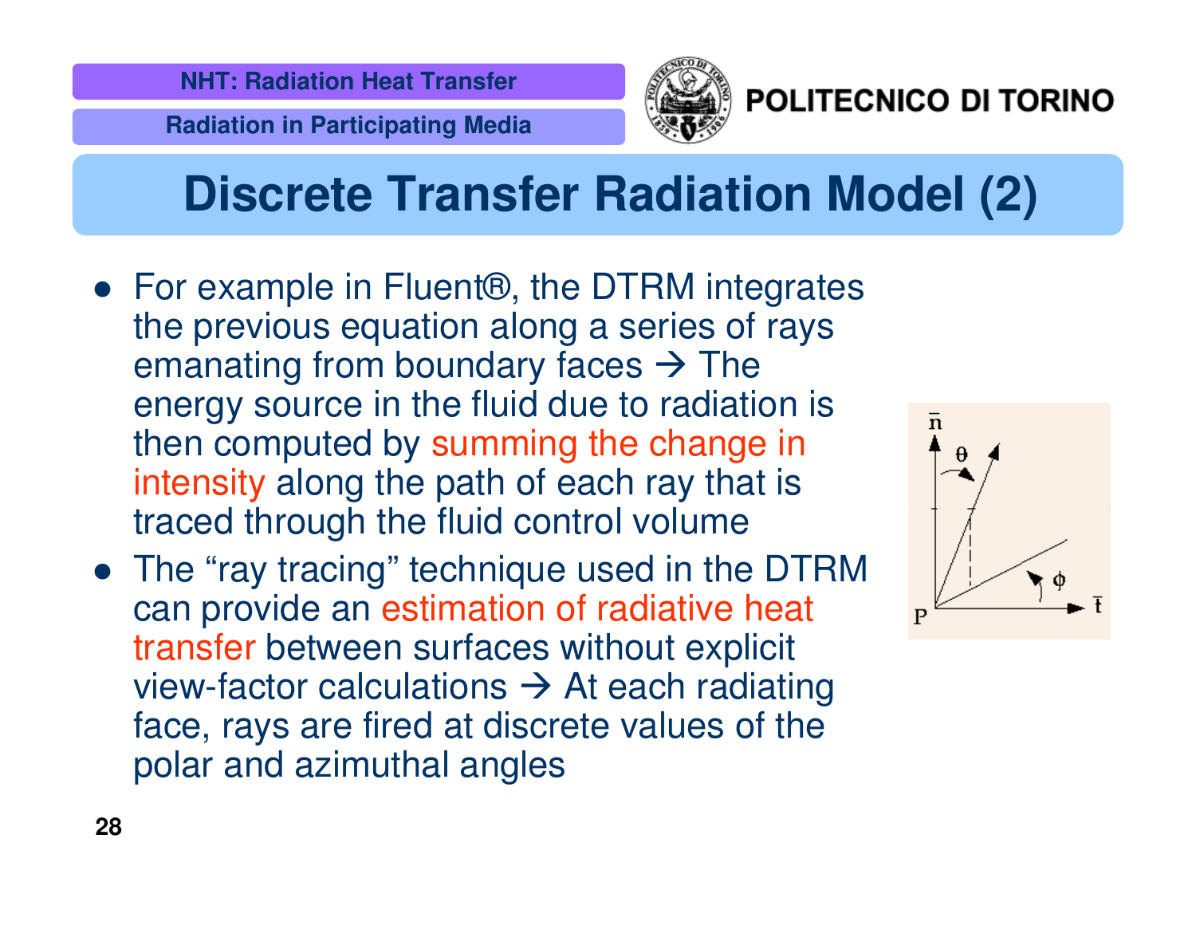# Discrete Transfer Radiation Model (2)

- For example in Fluent®, the DTRM integrates the previous equation along a series of rays emanating from boundary faces → The energy source in the fluid due to radiation is then computed by summing the change in intensity along the path of each ray that is traced through the fluid control volume
- The "ray tracing" technique used in the DTRM can provide an estimation of radiative heat transfer between surfaces without explicit view-factor calculations → At each radiating face, rays are fired at discrete values of the polar and azimuthal angles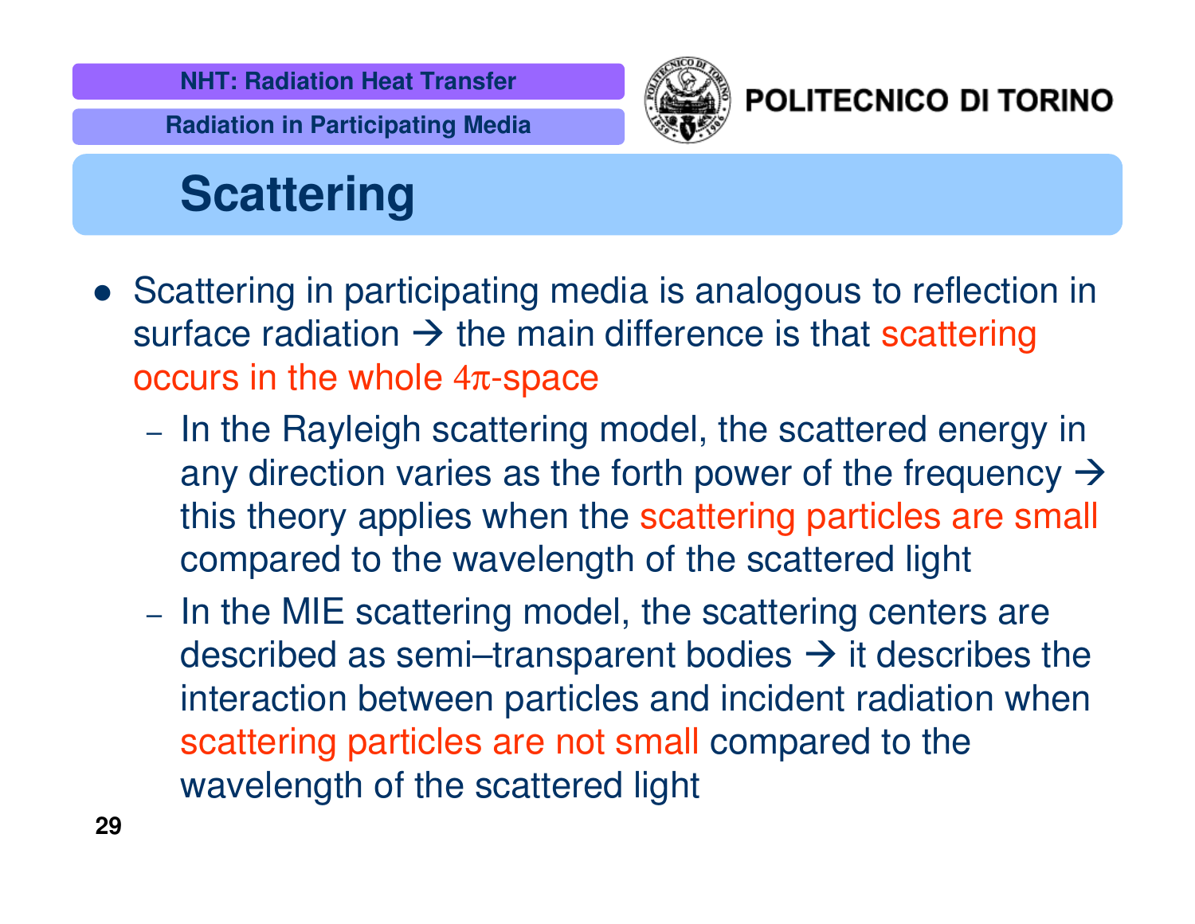# Scattering

- Scattering in participating media is analogous to reflection in surface radiation → the main difference is that scattering occurs in the whole $4\pi$-space
  - In the Rayleigh scattering model, the scattered energy in any direction varies as the forth power of the frequency → this theory applies when the scattering particles are small compared to the wavelength of the scattered light
  - In the MIE scattering model, the scattering centers are described as semi–transparent bodies → it describes the interaction between particles and incident radiation when scattering particles are not small compared to the wavelength of the scattered light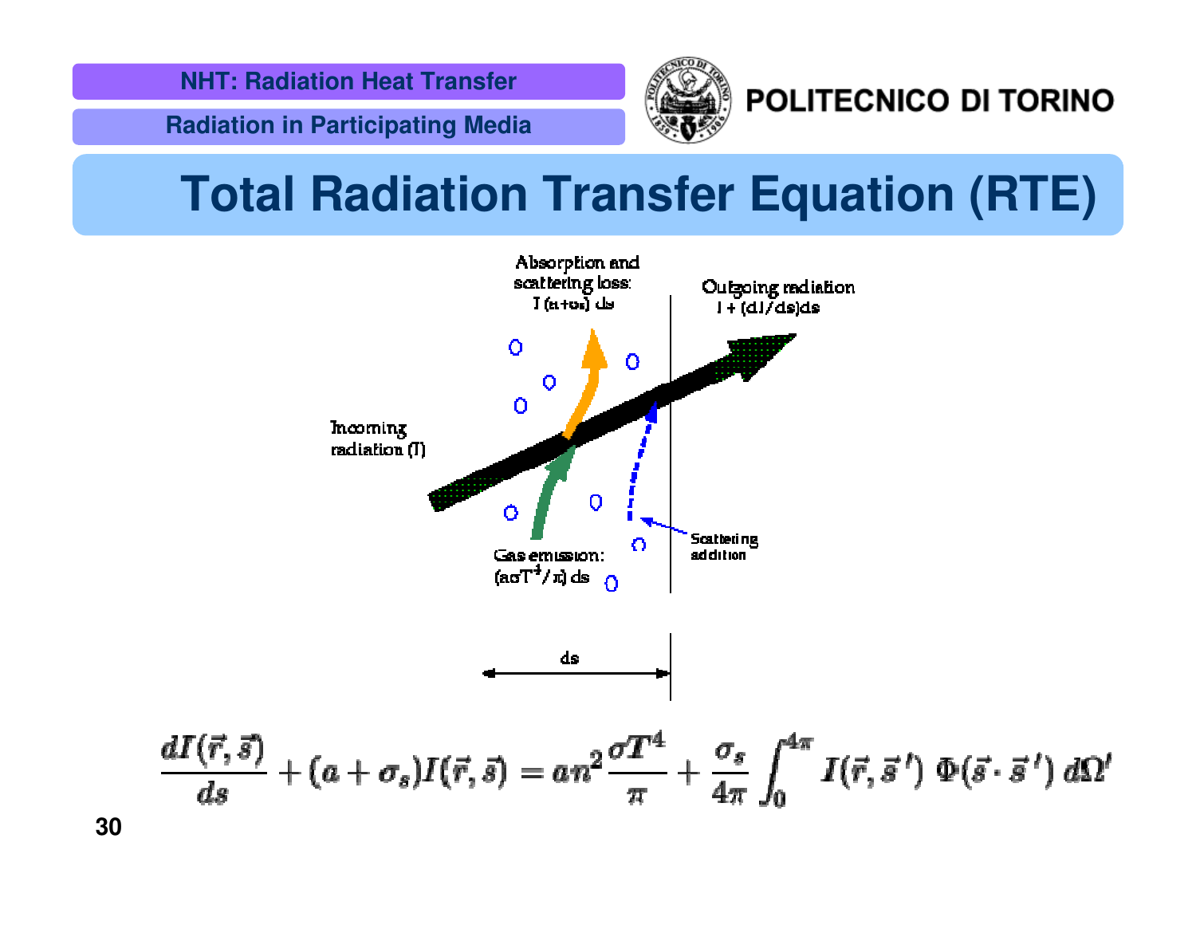# Total Radiation Transfer Equation (RTE)

Absorption and scattering loss: $I(a+\sigma_s)\,ds$

Outgoing radiation $I + (dI/ds)ds$

Incoming radiation ($I$)

Scattering addition

Gas emission: $(a\sigma T^4/\pi)\,ds$

ds

$$\frac{dI(\vec{r},\vec{s})}{ds} + (a+\sigma_s)I(\vec{r},\vec{s}) = an^2\frac{\sigma T^4}{\pi} + \frac{\sigma_s}{4\pi}\int_0^{4\pi} I(\vec{r},\vec{s}\,')\ \Phi(\vec{s}\cdot\vec{s}\,')\ d\Omega'$$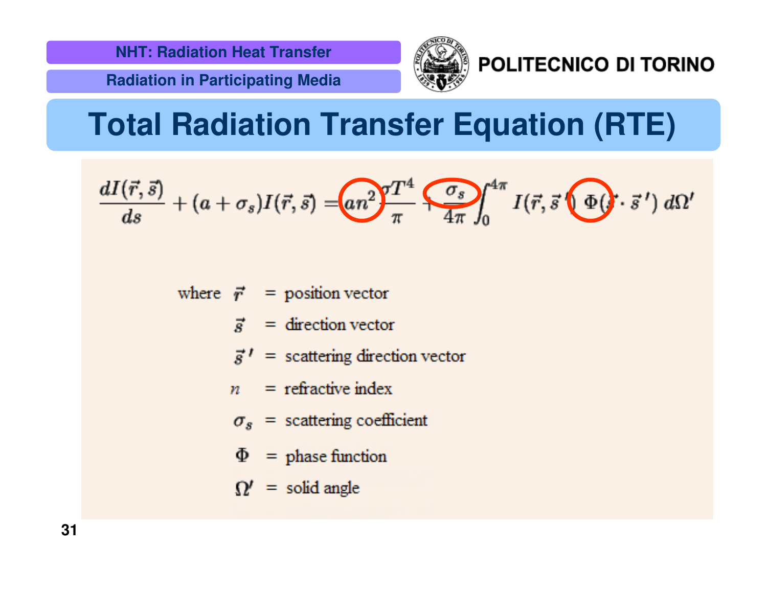# Total Radiation Transfer Equation (RTE)

$$\frac{dI(\vec{r},\vec{s})}{ds} + (a+\sigma_s)I(\vec{r},\vec{s}) = an^2\frac{\sigma T^4}{\pi} + \frac{\sigma_s}{4\pi}\int_0^{4\pi} I(\vec{r},\vec{s}\,')\,\Phi(\vec{s}\cdot\vec{s}\,')\,d\Omega'$$

where
- $\vec{r}$ = position vector
- $\vec{s}$ = direction vector
- $\vec{s}\,'$ = scattering direction vector
- $n$ = refractive index
- $\sigma_s$ = scattering coefficient
- $\Phi$ = phase function
- $\Omega'$ = solid angle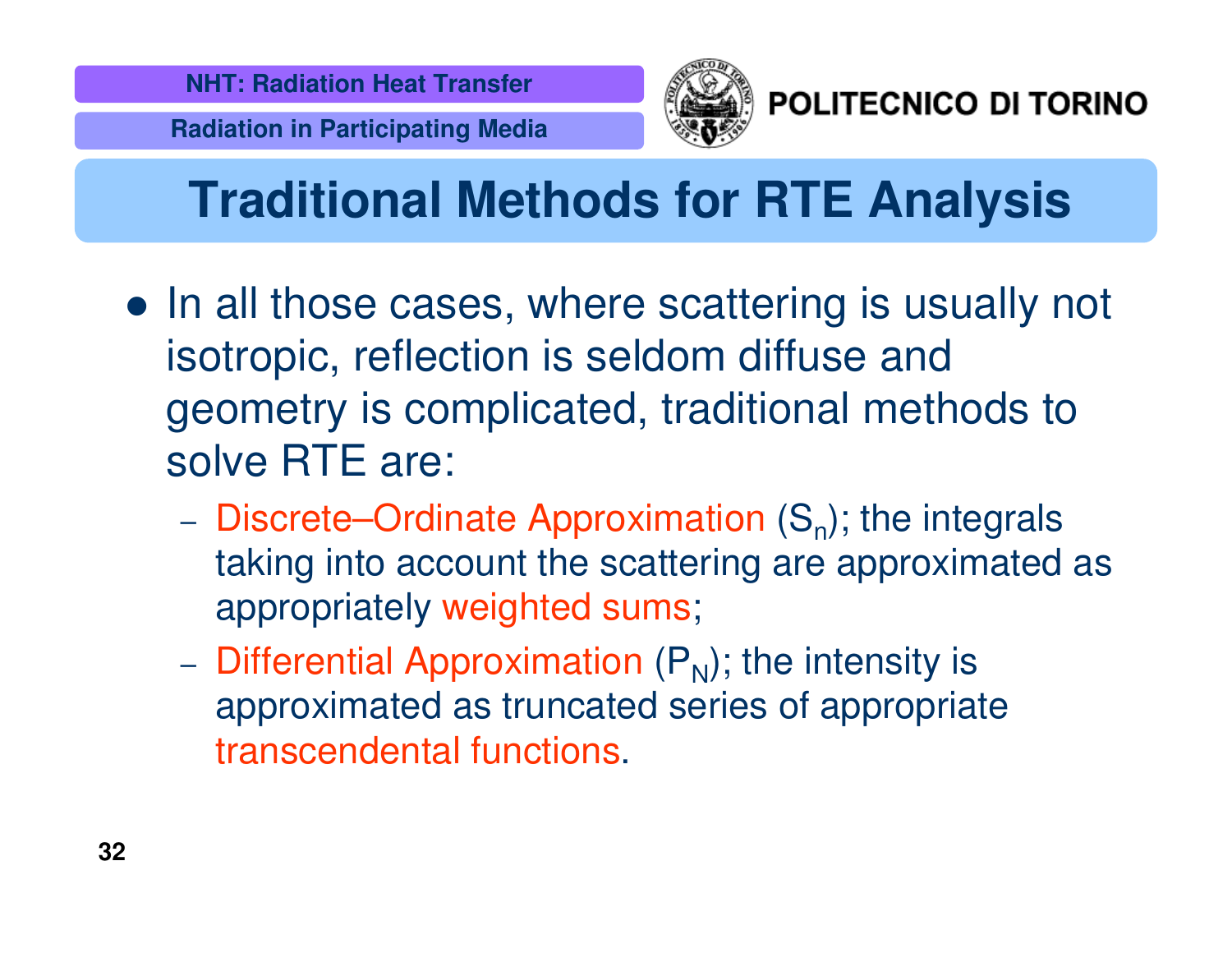# Traditional Methods for RTE Analysis

- In all those cases, where scattering is usually not isotropic, reflection is seldom diffuse and geometry is complicated, traditional methods to solve RTE are:
  - Discrete–Ordinate Approximation ($S_n$); the integrals taking into account the scattering are approximated as appropriately weighted sums;
  - Differential Approximation ($P_N$); the intensity is approximated as truncated series of appropriate transcendental functions.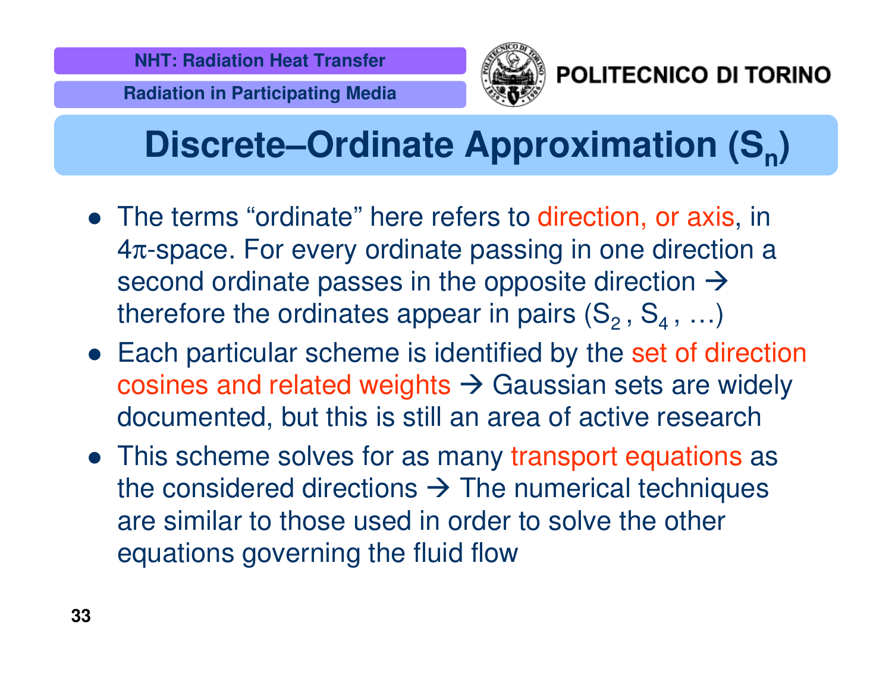# Discrete–Ordinate Approximation ($S_n$)

- The terms "ordinate" here refers to direction, or axis, in $4\pi$-space. For every ordinate passing in one direction a second ordinate passes in the opposite direction → therefore the ordinates appear in pairs ($S_2$ , $S_4$ , …)
- Each particular scheme is identified by the set of direction cosines and related weights → Gaussian sets are widely documented, but this is still an area of active research
- This scheme solves for as many transport equations as the considered directions → The numerical techniques are similar to those used in order to solve the other equations governing the fluid flow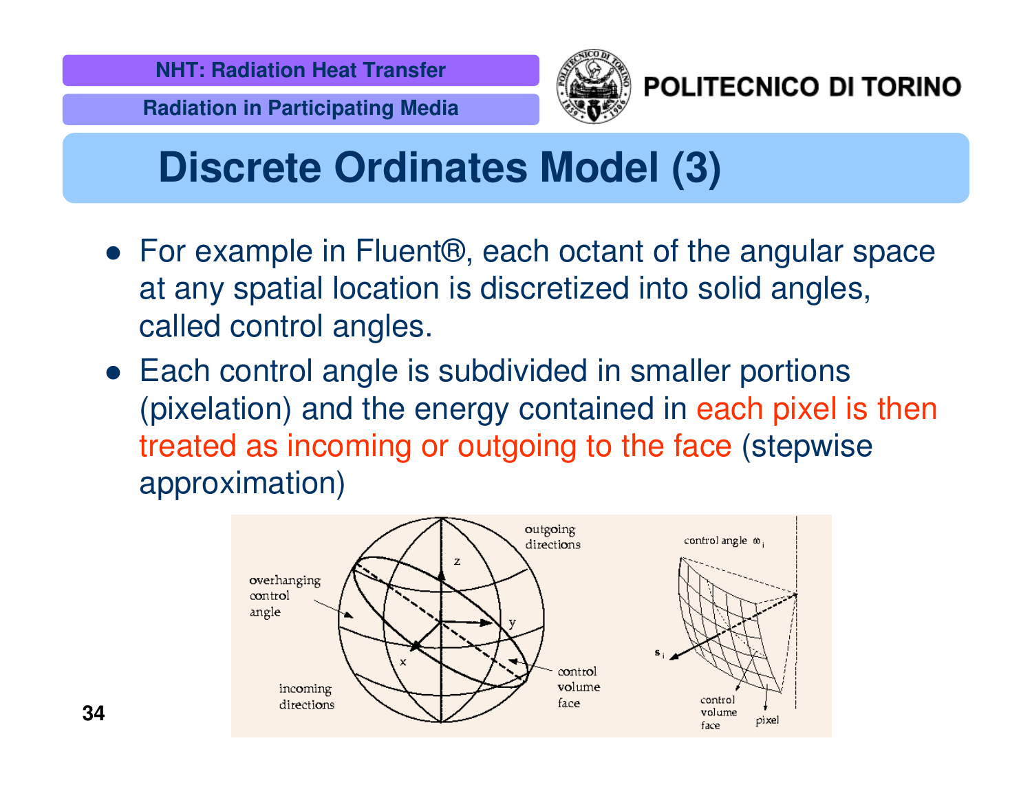# Discrete Ordinates Model (3)

- For example in Fluent®, each octant of the angular space at any spatial location is discretized into solid angles, called control angles.
- Each control angle is subdivided in smaller portions (pixelation) and the energy contained in each pixel is then treated as incoming or outgoing to the face (stepwise approximation)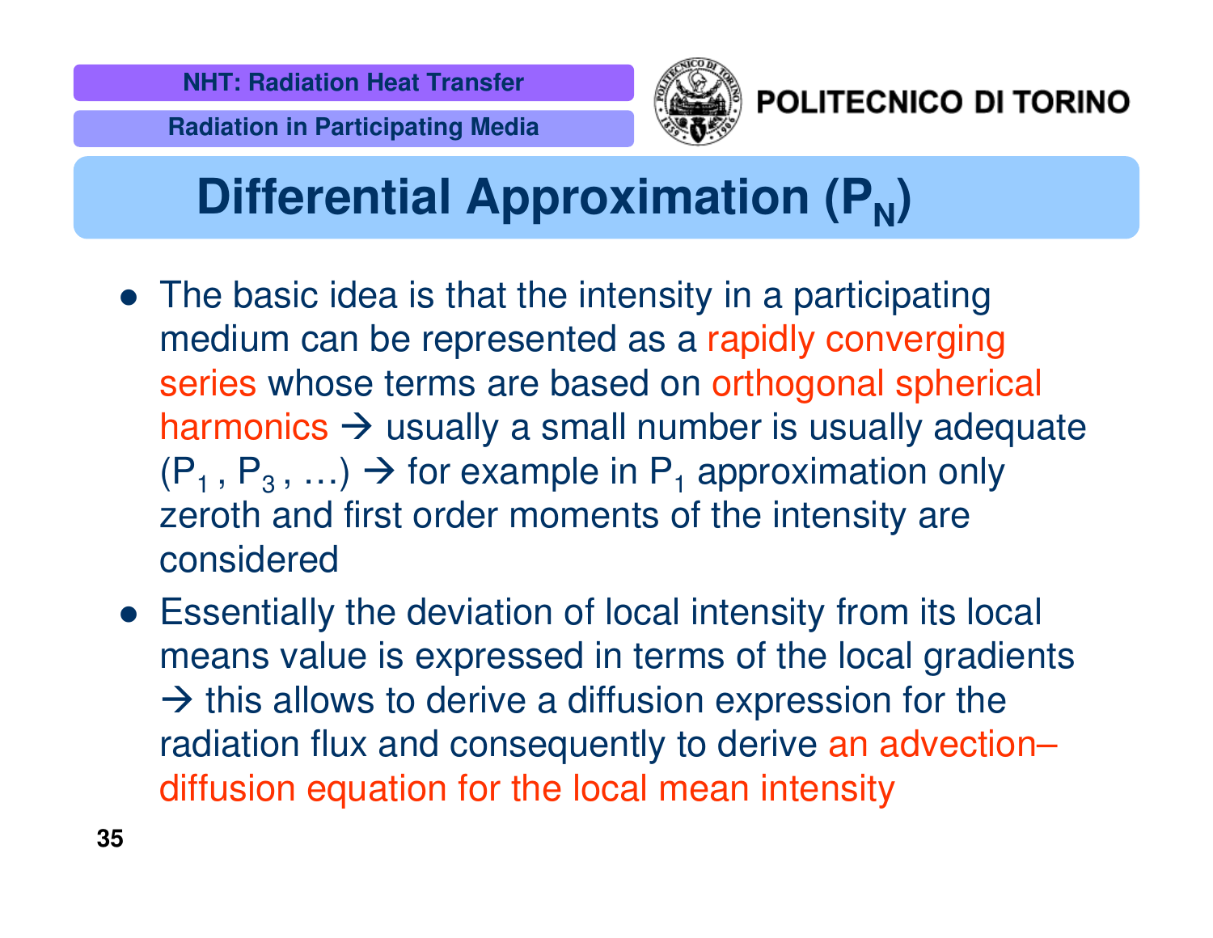# Differential Approximation ($P_N$)

- The basic idea is that the intensity in a participating medium can be represented as a rapidly converging series whose terms are based on orthogonal spherical harmonics → usually a small number is usually adequate ($P_1$ , $P_3$ , …) → for example in $P_1$ approximation only zeroth and first order moments of the intensity are considered
- Essentially the deviation of local intensity from its local means value is expressed in terms of the local gradients → this allows to derive a diffusion expression for the radiation flux and consequently to derive an advection–diffusion equation for the local mean intensity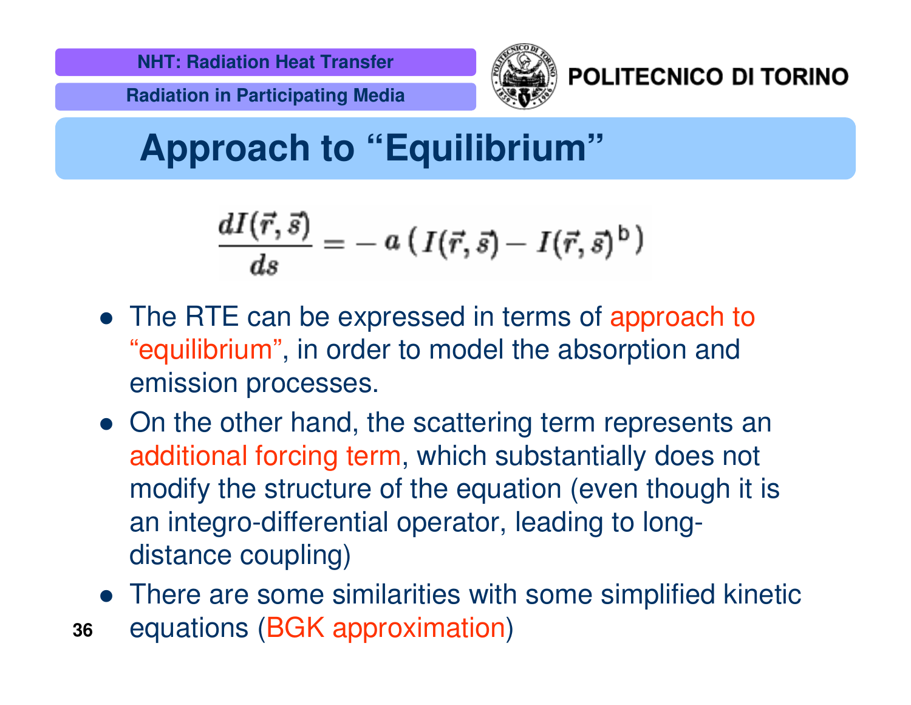# Approach to "Equilibrium"

$$\frac{dI(\vec{r},\vec{s})}{ds} = -\,a\left(I(\vec{r},\vec{s}) - I(\vec{r},\vec{s})^{\mathrm{b}}\right)$$

- The RTE can be expressed in terms of approach to "equilibrium", in order to model the absorption and emission processes.
- On the other hand, the scattering term represents an additional forcing term, which substantially does not modify the structure of the equation (even though it is an integro-differential operator, leading to long-distance coupling)
- There are some similarities with some simplified kinetic equations (BGK approximation)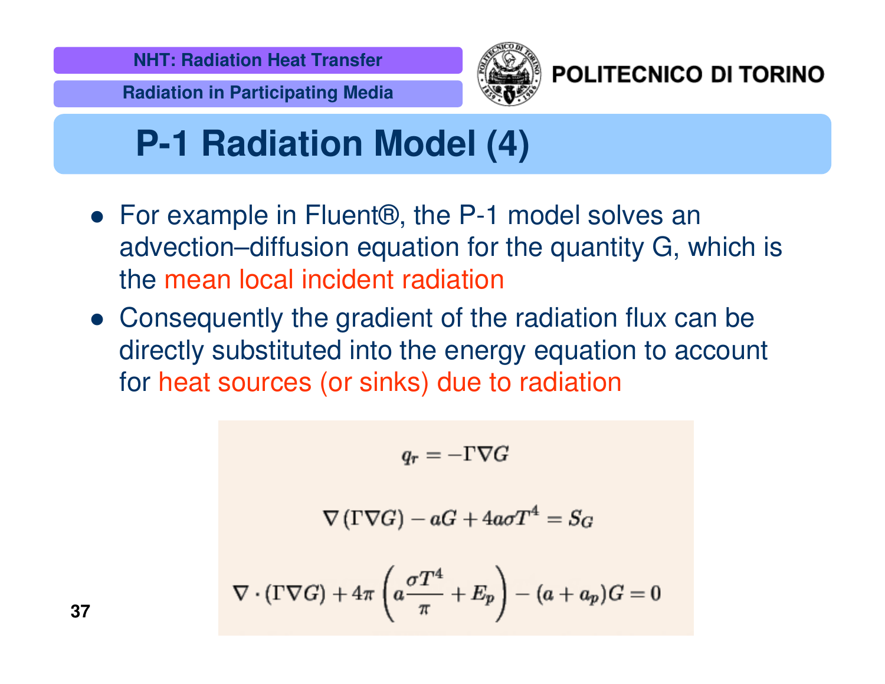# P-1 Radiation Model (4)

- For example in Fluent®, the P-1 model solves an advection–diffusion equation for the quantity G, which is the mean local incident radiation
- Consequently the gradient of the radiation flux can be directly substituted into the energy equation to account for heat sources (or sinks) due to radiation

$$q_r = -\Gamma \nabla G$$

$$\nabla (\Gamma \nabla G) - aG + 4a\sigma T^4 = S_G$$

$$\nabla \cdot (\Gamma \nabla G) + 4\pi \left( a \frac{\sigma T^4}{\pi} + E_p \right) - (a + a_p) G = 0$$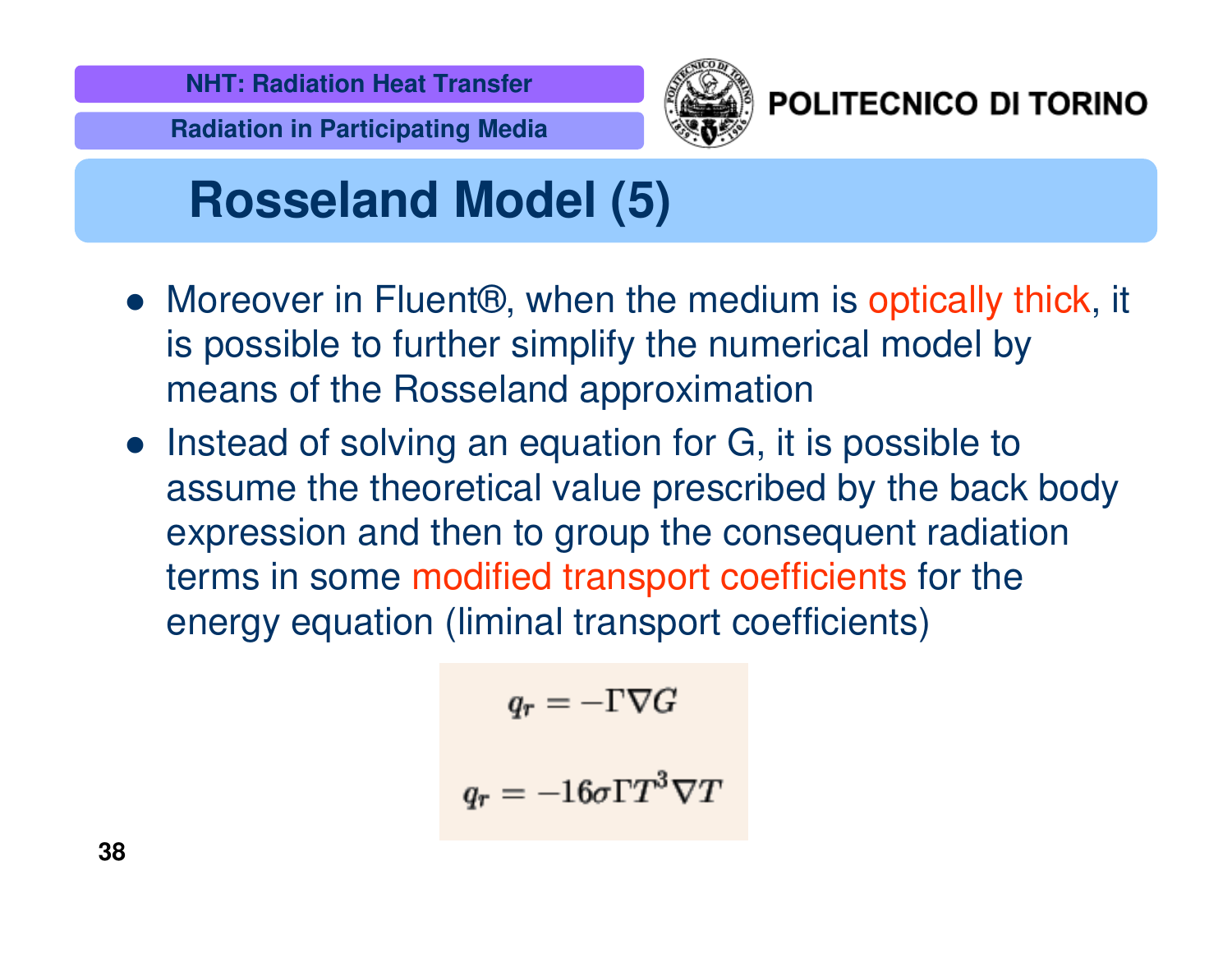# Rosseland Model (5)

- Moreover in Fluent®, when the medium is optically thick, it is possible to further simplify the numerical model by means of the Rosseland approximation
- Instead of solving an equation for G, it is possible to assume the theoretical value prescribed by the back body expression and then to group the consequent radiation terms in some modified transport coefficients for the energy equation (liminal transport coefficients)

$$q_r = -\Gamma \nabla G$$

$$q_r = -16 \sigma \Gamma T^3 \nabla T$$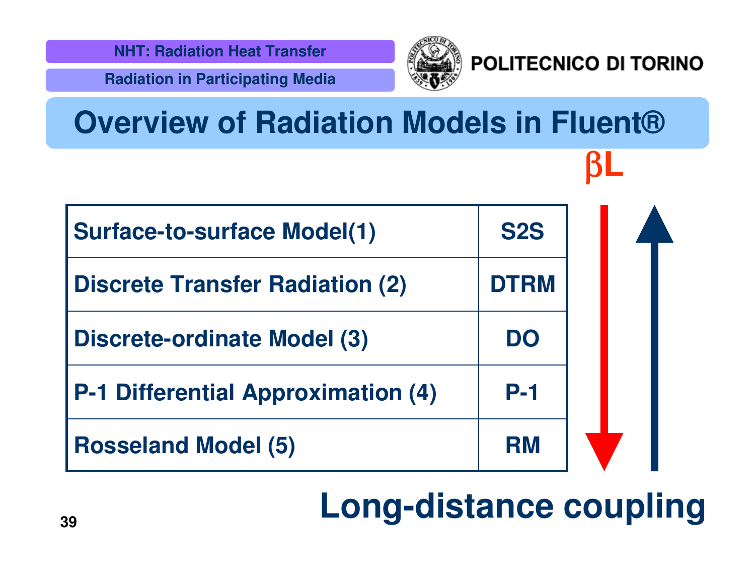# Overview of Radiation Models in Fluent®

$\beta L$

| Model | Abbreviation |
|---|---|
| Surface-to-surface Model(1) | S2S |
| Discrete Transfer Radiation (2) | DTRM |
| Discrete-ordinate Model (3) | DO |
| P-1 Differential Approximation (4) | P-1 |
| Rosseland Model (5) | RM |

**Long-distance coupling**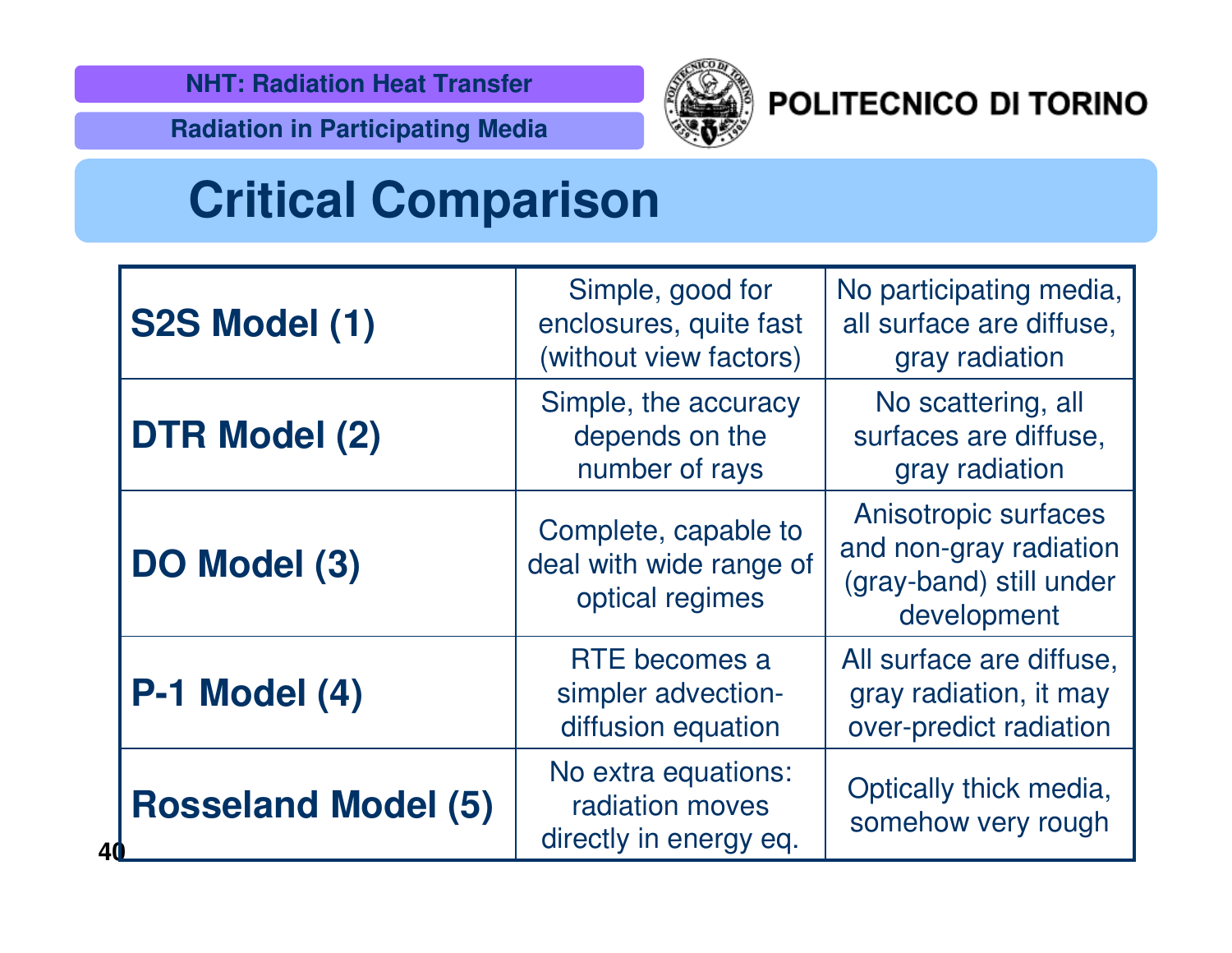# Critical Comparison

| | | |
|---|---|---|
| **S2S Model (1)** | Simple, good for enclosures, quite fast (without view factors) | No participating media, all surface are diffuse, gray radiation |
| **DTR Model (2)** | Simple, the accuracy depends on the number of rays | No scattering, all surfaces are diffuse, gray radiation |
| **DO Model (3)** | Complete, capable to deal with wide range of optical regimes | Anisotropic surfaces and non-gray radiation (gray-band) still under development |
| **P-1 Model (4)** | RTE becomes a simpler advection-diffusion equation | All surface are diffuse, gray radiation, it may over-predict radiation |
| **Rosseland Model (5)** | No extra equations: radiation moves directly in energy eq. | Optically thick media, somehow very rough |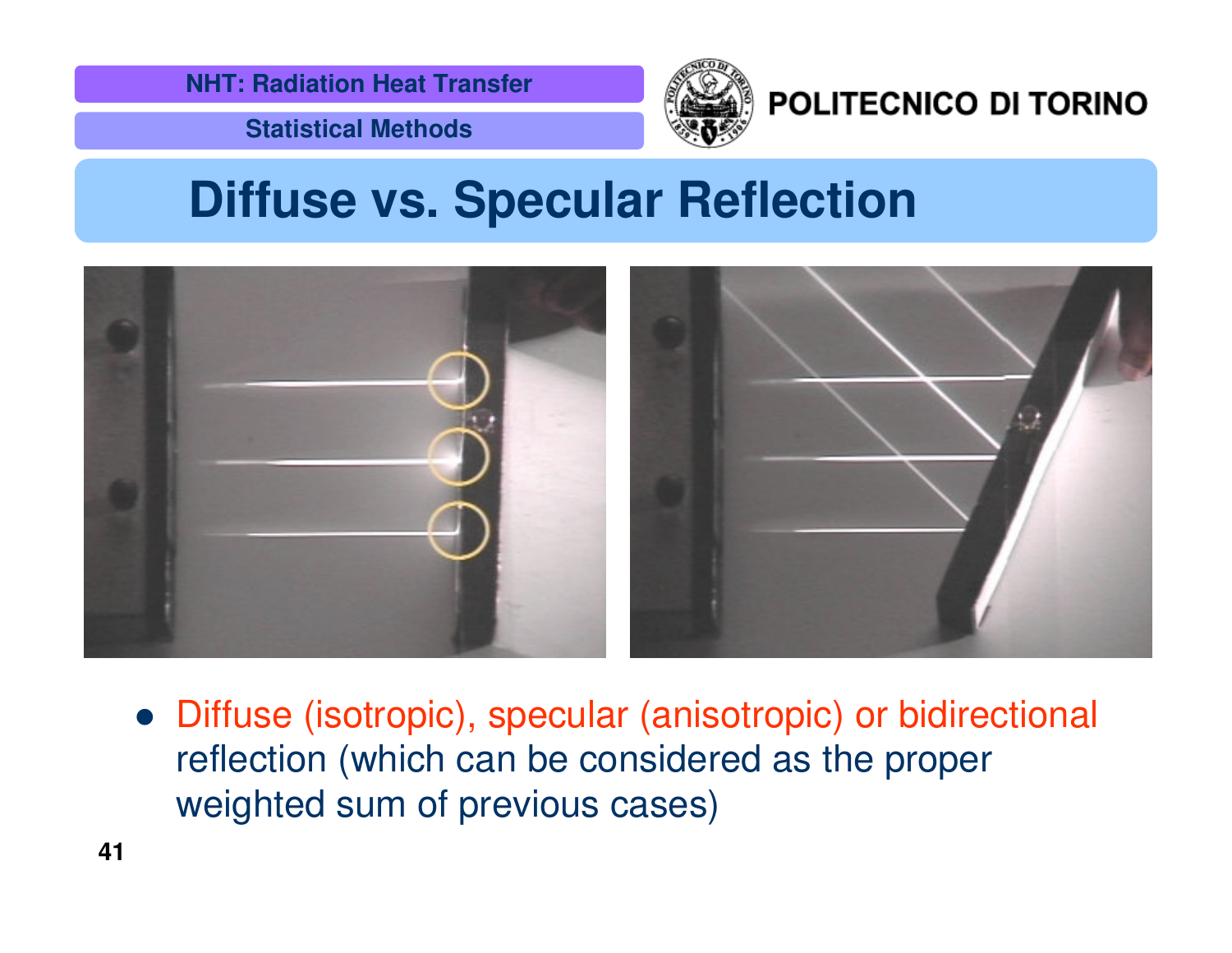# Diffuse vs. Specular Reflection

- Diffuse (isotropic), specular (anisotropic) or bidirectional reflection (which can be considered as the proper weighted sum of previous cases)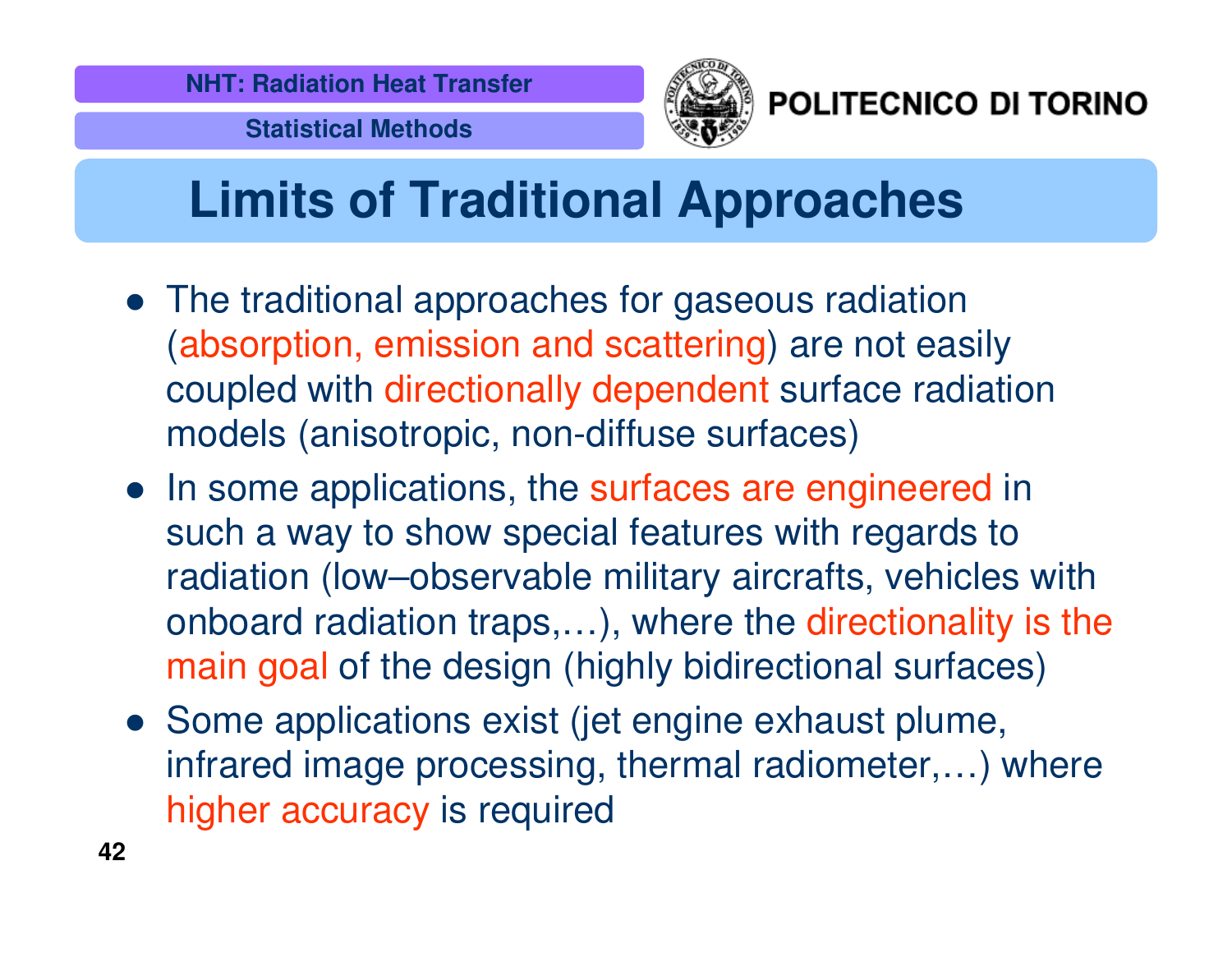# Limits of Traditional Approaches

- The traditional approaches for gaseous radiation (absorption, emission and scattering) are not easily coupled with directionally dependent surface radiation models (anisotropic, non-diffuse surfaces)
- In some applications, the surfaces are engineered in such a way to show special features with regards to radiation (low–observable military aircrafts, vehicles with onboard radiation traps,…), where the directionality is the main goal of the design (highly bidirectional surfaces)
- Some applications exist (jet engine exhaust plume, infrared image processing, thermal radiometer,…) where higher accuracy is required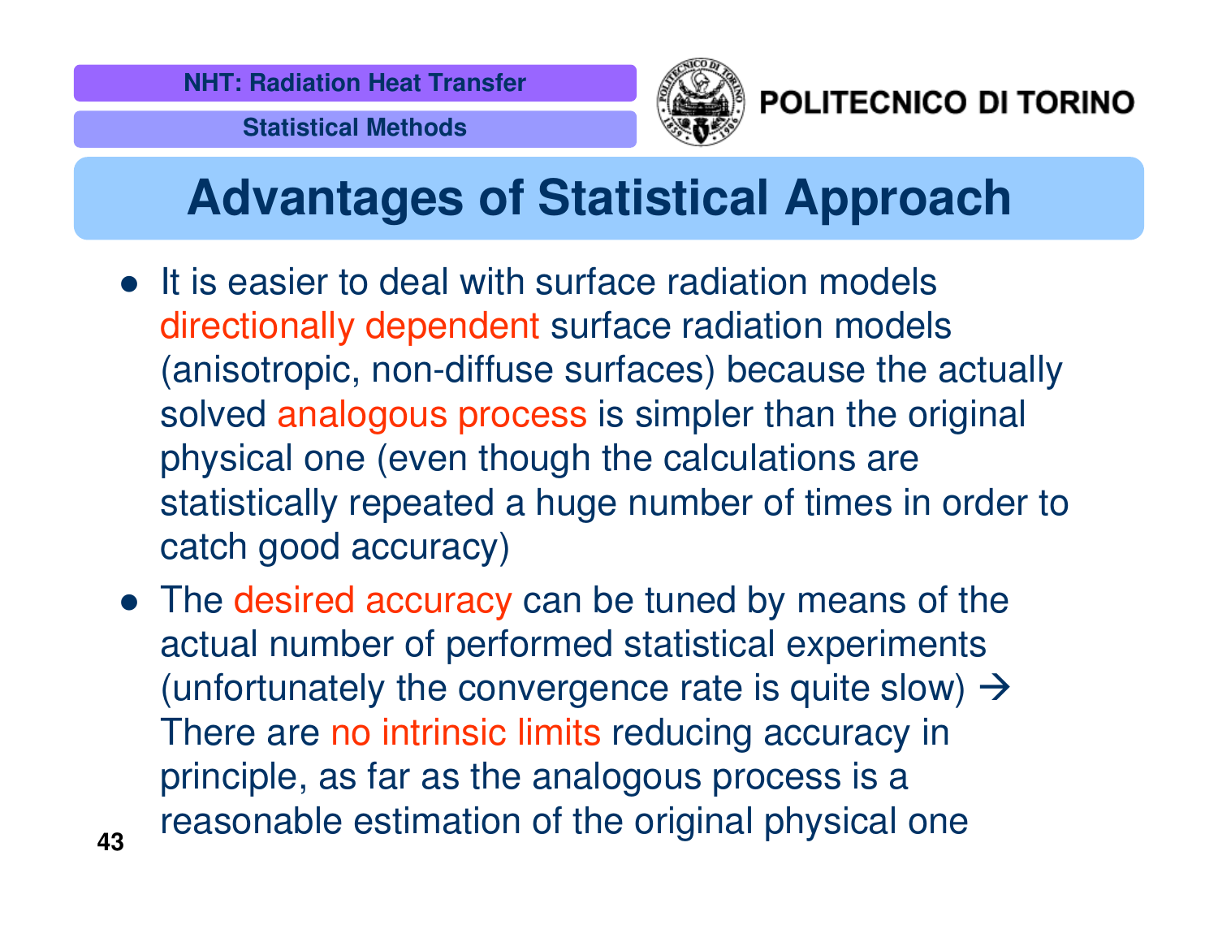# Advantages of Statistical Approach

- It is easier to deal with surface radiation models directionally dependent surface radiation models (anisotropic, non-diffuse surfaces) because the actually solved analogous process is simpler than the original physical one (even though the calculations are statistically repeated a huge number of times in order to catch good accuracy)
- The desired accuracy can be tuned by means of the actual number of performed statistical experiments (unfortunately the convergence rate is quite slow) → There are no intrinsic limits reducing accuracy in principle, as far as the analogous process is a reasonable estimation of the original physical one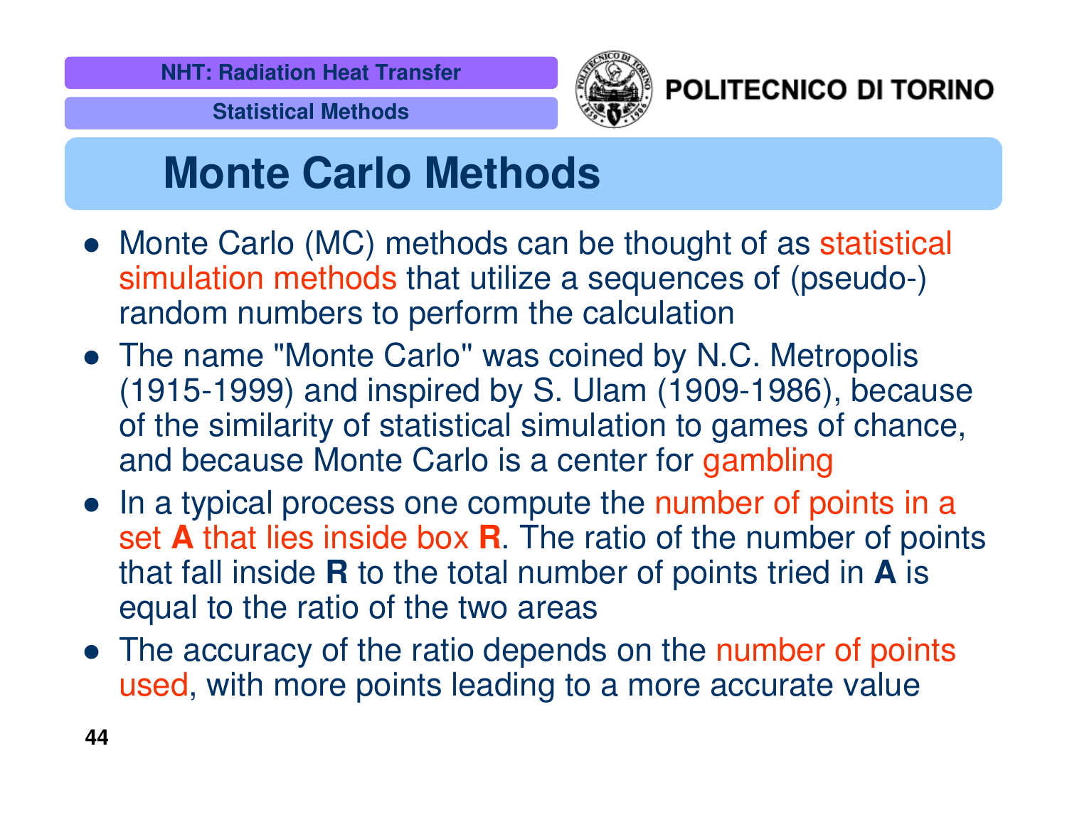# Monte Carlo Methods

- Monte Carlo (MC) methods can be thought of as statistical simulation methods that utilize a sequences of (pseudo-) random numbers to perform the calculation
- The name "Monte Carlo" was coined by N.C. Metropolis (1915-1999) and inspired by S. Ulam (1909-1986), because of the similarity of statistical simulation to games of chance, and because Monte Carlo is a center for gambling
- In a typical process one compute the number of points in a set **A** that lies inside box **R**. The ratio of the number of points that fall inside **R** to the total number of points tried in **A** is equal to the ratio of the two areas
- The accuracy of the ratio depends on the number of points used, with more points leading to a more accurate value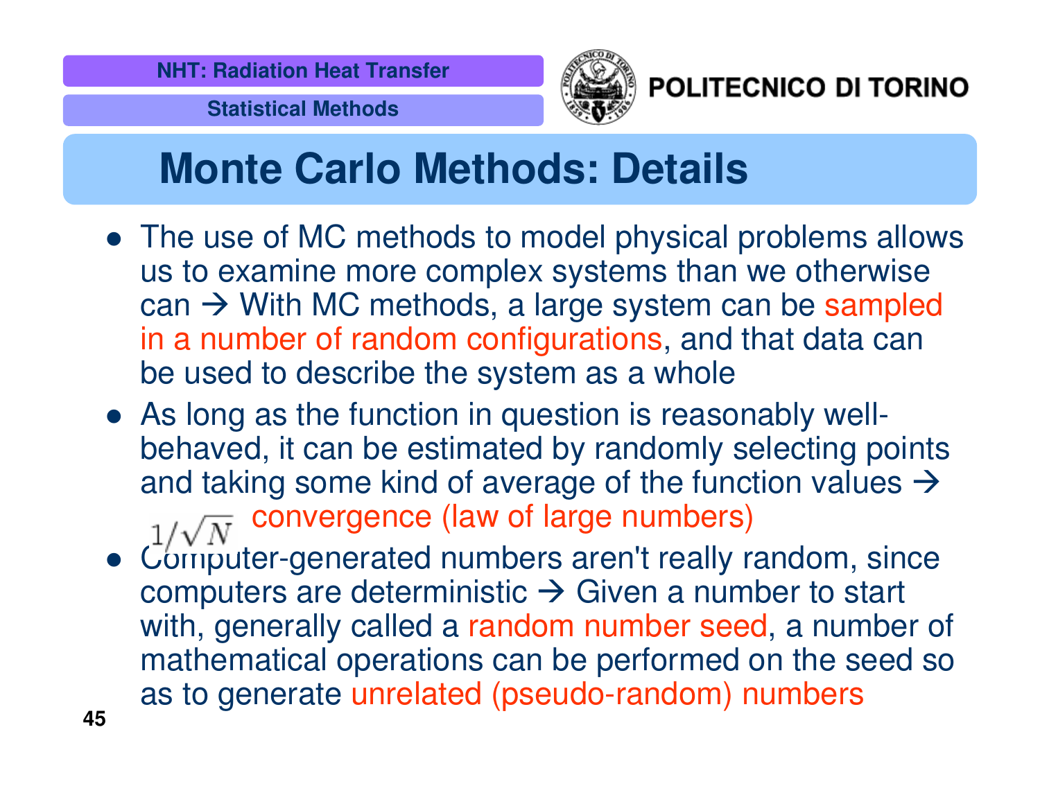# Monte Carlo Methods: Details

- The use of MC methods to model physical problems allows us to examine more complex systems than we otherwise can → With MC methods, a large system can be sampled in a number of random configurations, and that data can be used to describe the system as a whole
- As long as the function in question is reasonably well-behaved, it can be estimated by randomly selecting points and taking some kind of average of the function values → $1/\sqrt{N}$ convergence (law of large numbers)
- Computer-generated numbers aren't really random, since computers are deterministic → Given a number to start with, generally called a random number seed, a number of mathematical operations can be performed on the seed so as to generate unrelated (pseudo-random) numbers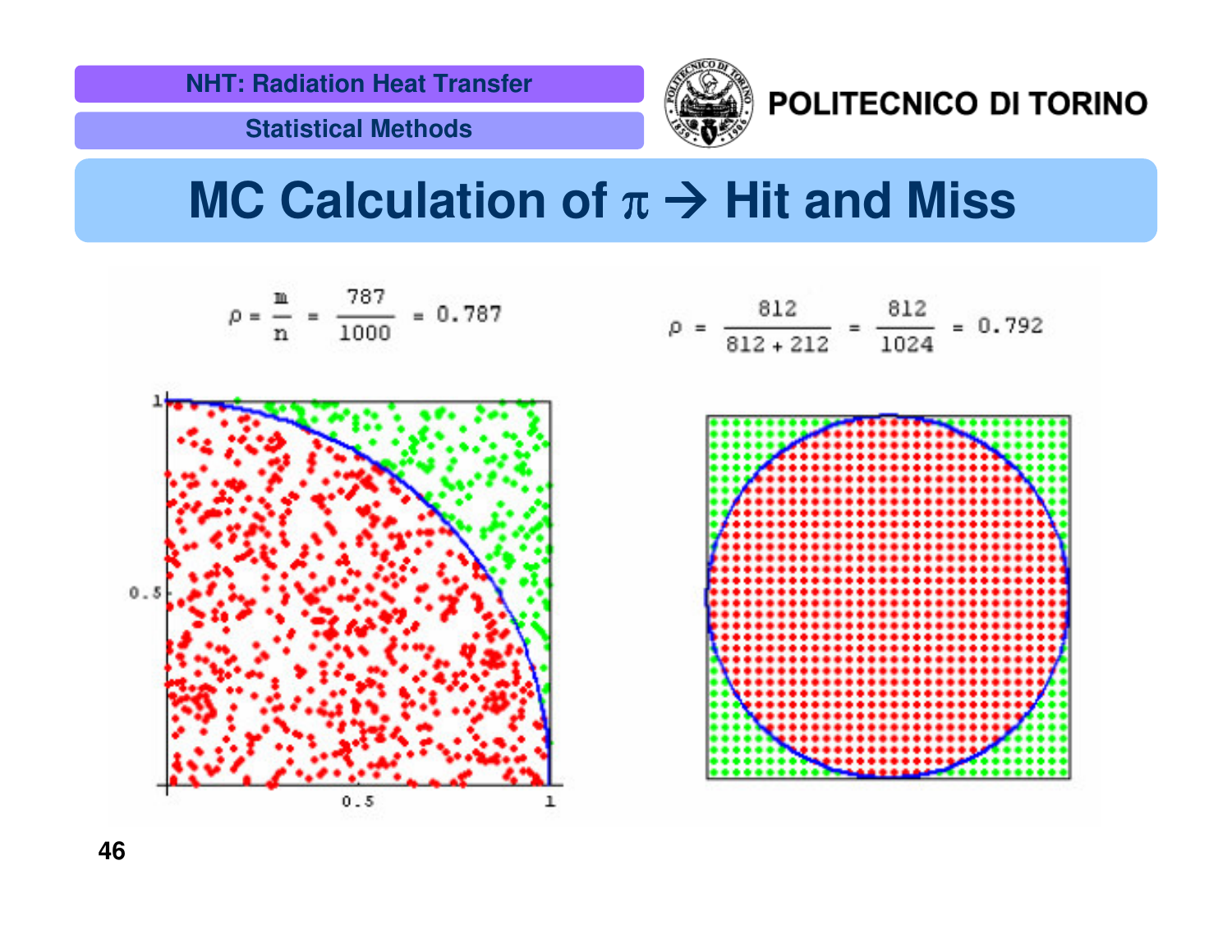# MC Calculation of π → Hit and Miss

$$\rho = \frac{m}{n} = \frac{787}{1000} = 0.787$$

$$\rho = \frac{812}{812 + 212} = \frac{812}{1024} = 0.792$$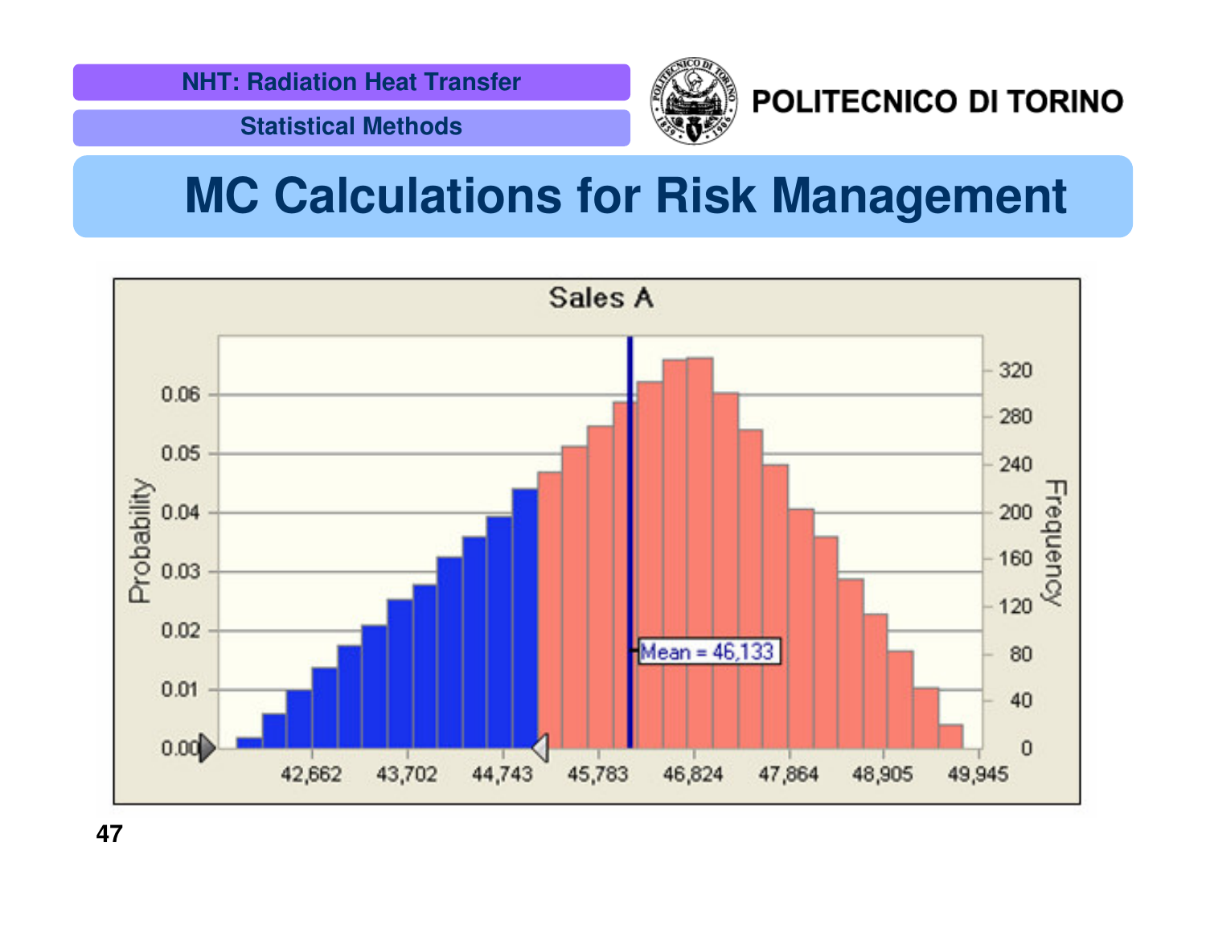# MC Calculations for Risk Management

Sales A

Probability: 0.00, 0.01, 0.02, 0.03, 0.04, 0.05, 0.06

Frequency: 0, 40, 80, 120, 160, 200, 240, 280, 320

42,662 | 43,702 | 44,743 | 45,783 | 46,824 | 47,864 | 48,905 | 49,945

Mean = 46,133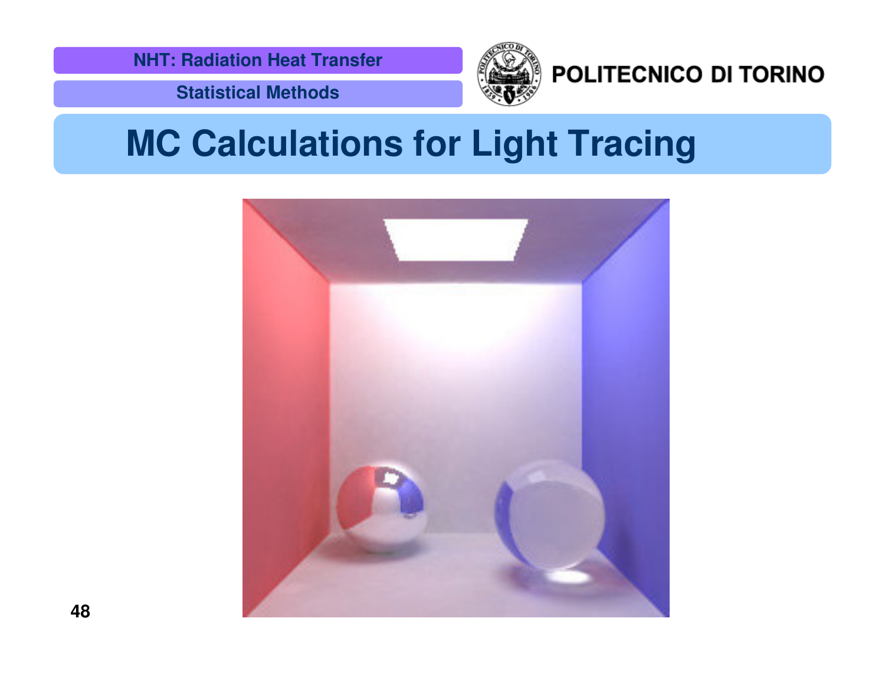# MC Calculations for Light Tracing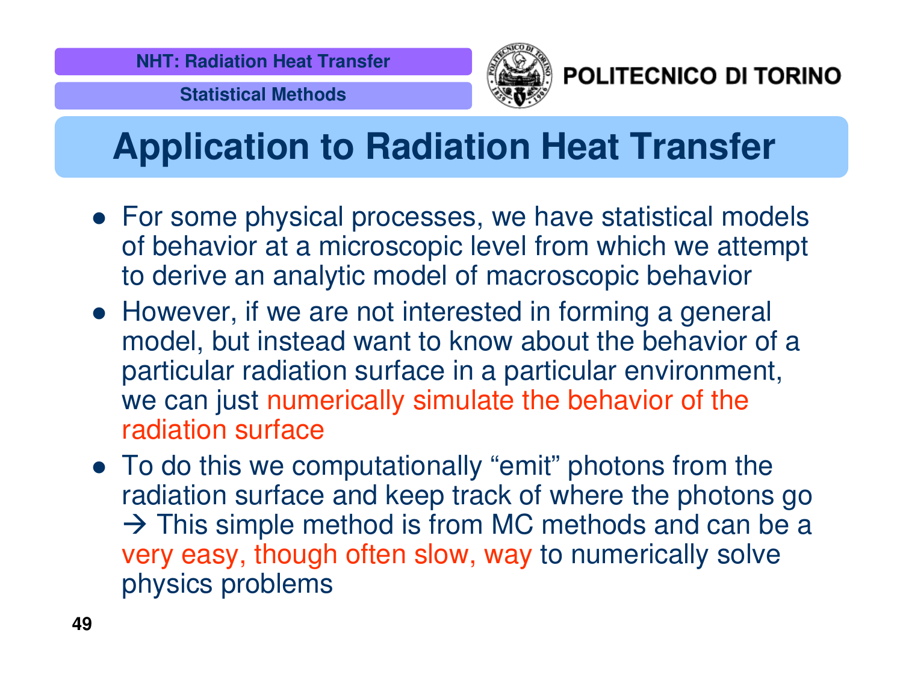# Application to Radiation Heat Transfer

- For some physical processes, we have statistical models of behavior at a microscopic level from which we attempt to derive an analytic model of macroscopic behavior
- However, if we are not interested in forming a general model, but instead want to know about the behavior of a particular radiation surface in a particular environment, we can just numerically simulate the behavior of the radiation surface
- To do this we computationally "emit" photons from the radiation surface and keep track of where the photons go → This simple method is from MC methods and can be a very easy, though often slow, way to numerically solve physics problems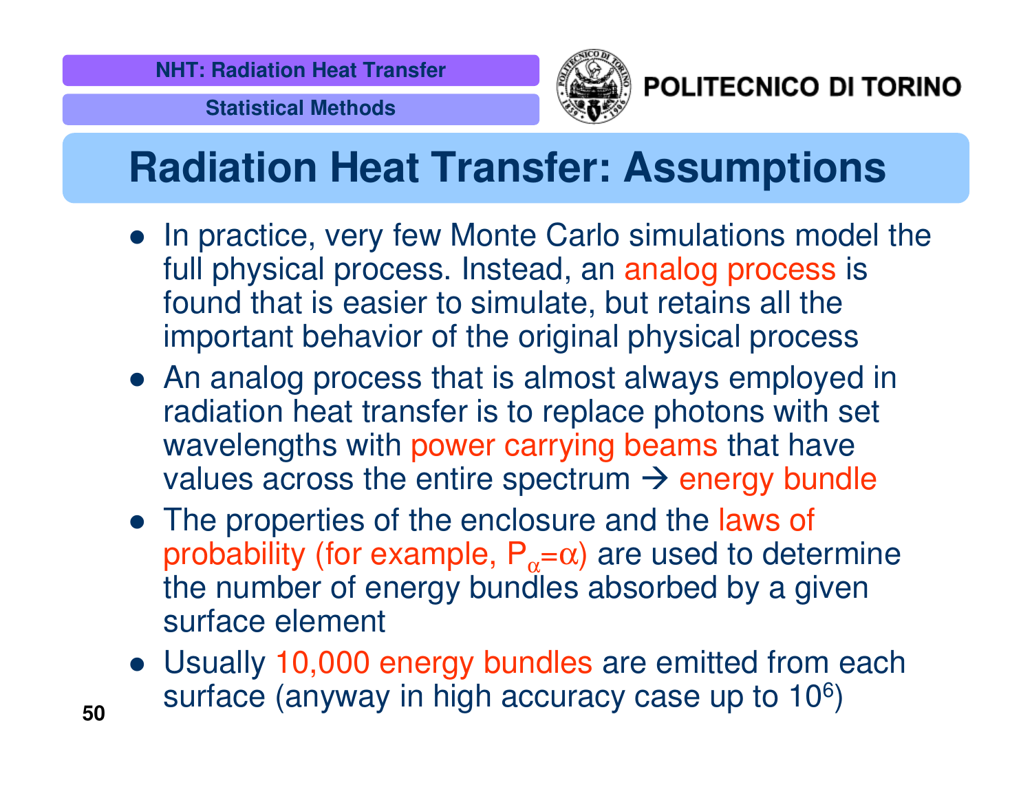# Radiation Heat Transfer: Assumptions

- In practice, very few Monte Carlo simulations model the full physical process. Instead, an analog process is found that is easier to simulate, but retains all the important behavior of the original physical process
- An analog process that is almost always employed in radiation heat transfer is to replace photons with set wavelengths with power carrying beams that have values across the entire spectrum → energy bundle
- The properties of the enclosure and the laws of probability (for example, $P_{\alpha}=\alpha$) are used to determine the number of energy bundles absorbed by a given surface element
- Usually 10,000 energy bundles are emitted from each surface (anyway in high accuracy case up to $10^6$)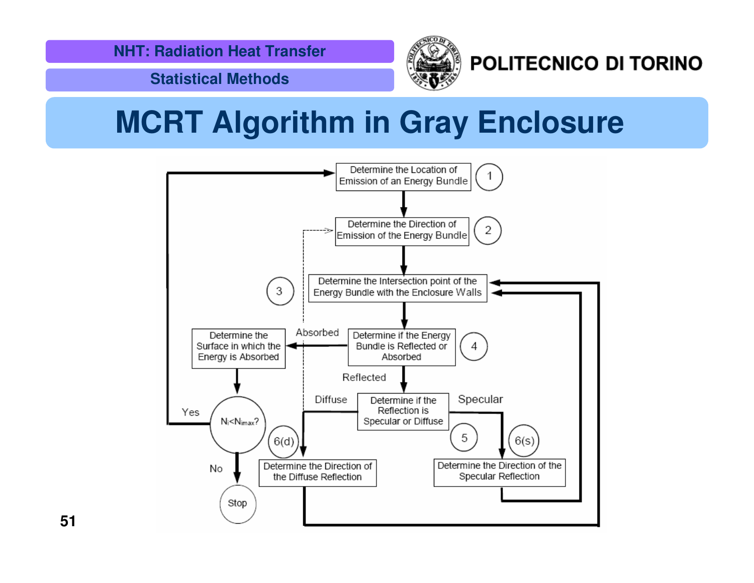# MCRT Algorithm in Gray Enclosure

1. Determine the Location of Emission of an Energy Bundle
2. Determine the Direction of Emission of the Energy Bundle
3. Determine the Intersection point of the Energy Bundle with the Enclosure Walls
4. Determine if the Energy Bundle is Reflected or Absorbed
   - Absorbed → Determine the Surface in which the Energy is Absorbed → $N_i < N_{imax}$?
     - Yes → back to step 1
     - No → Stop
   - Reflected → Determine if the Reflection is Specular or Diffuse
5. Determine if the Reflection is Specular or Diffuse
   - 6(d) Diffuse → Determine the Direction of the Diffuse Reflection → back to step 3
   - 6(s) Specular → Determine the Direction of the Specular Reflection → back to step 3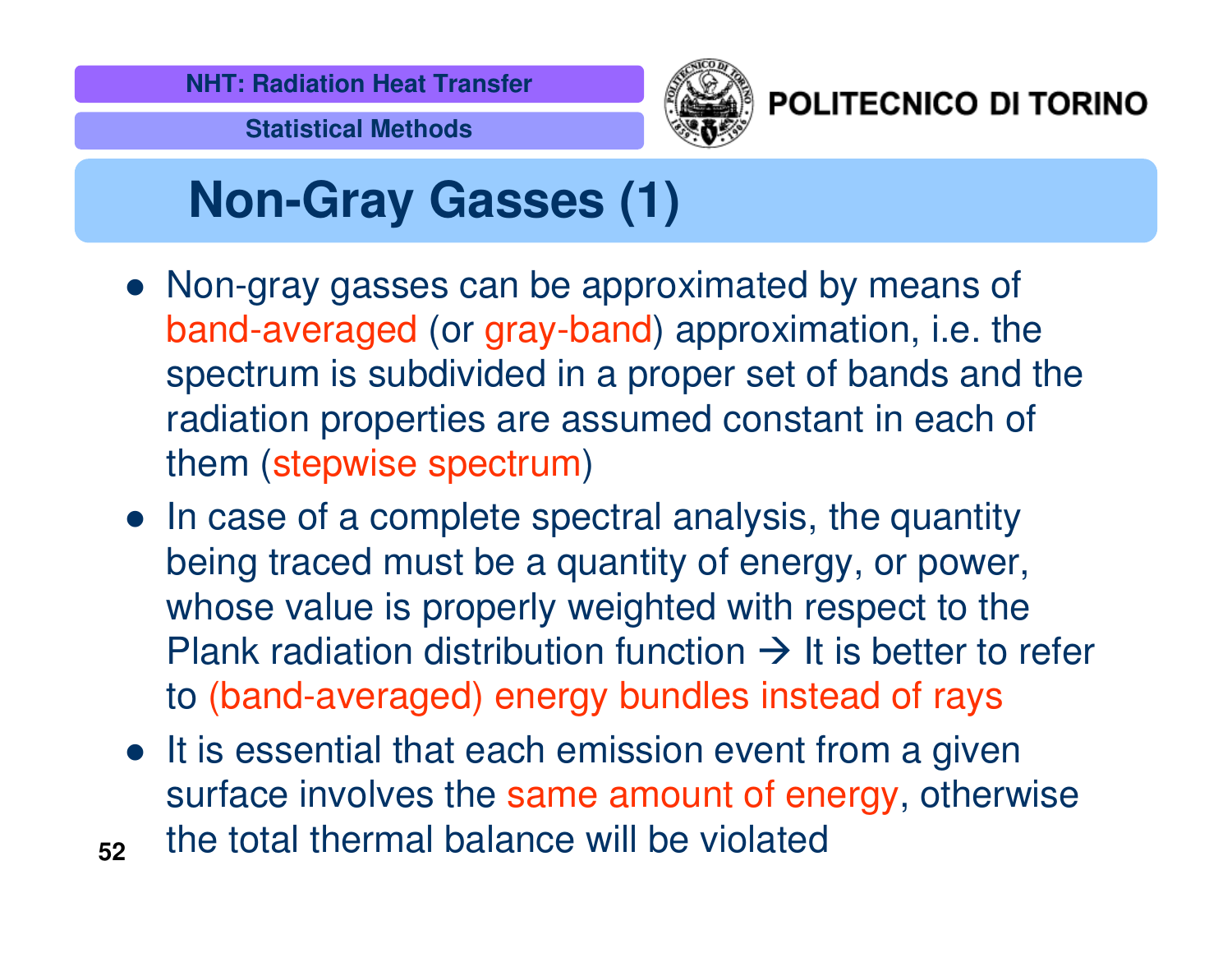# Non-Gray Gasses (1)

- Non-gray gasses can be approximated by means of band-averaged (or gray-band) approximation, i.e. the spectrum is subdivided in a proper set of bands and the radiation properties are assumed constant in each of them (stepwise spectrum)
- In case of a complete spectral analysis, the quantity being traced must be a quantity of energy, or power, whose value is properly weighted with respect to the Plank radiation distribution function → It is better to refer to (band-averaged) energy bundles instead of rays
- It is essential that each emission event from a given surface involves the same amount of energy, otherwise the total thermal balance will be violated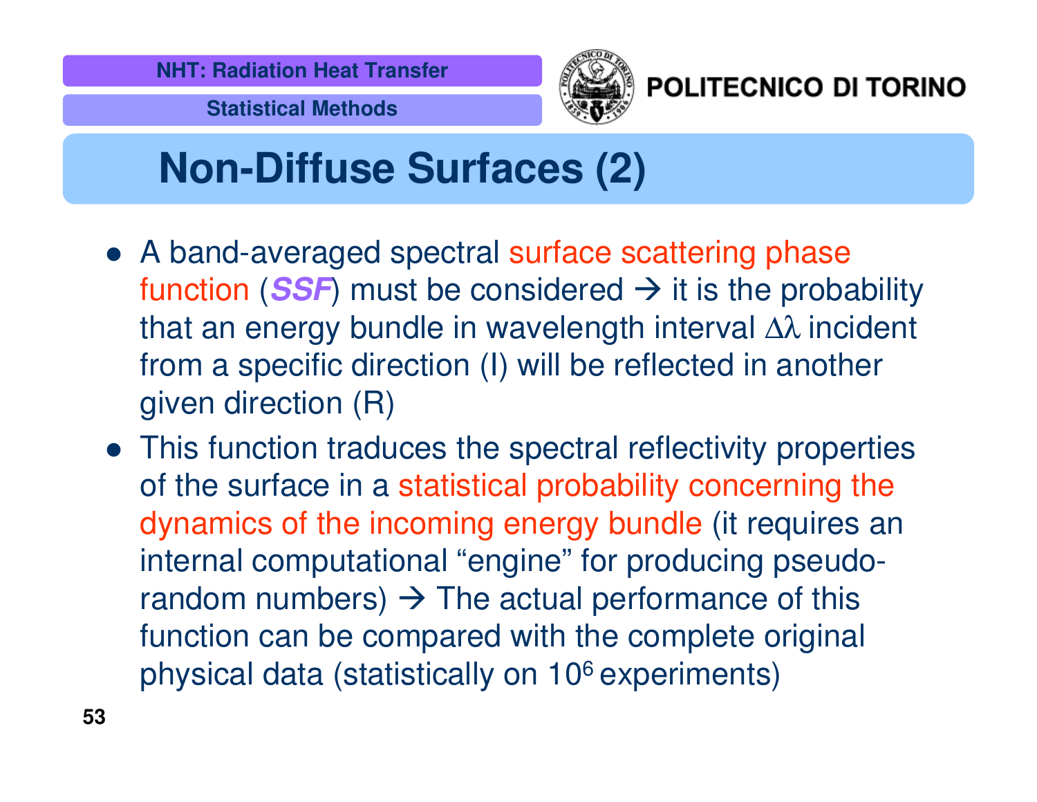# Non-Diffuse Surfaces (2)

- A band-averaged spectral surface scattering phase function (***SSF***) must be considered → it is the probability that an energy bundle in wavelength interval $\Delta\lambda$ incident from a specific direction (I) will be reflected in another given direction (R)
- This function traduces the spectral reflectivity properties of the surface in a statistical probability concerning the dynamics of the incoming energy bundle (it requires an internal computational "engine" for producing pseudo-random numbers) → The actual performance of this function can be compared with the complete original physical data (statistically on $10^6$ experiments)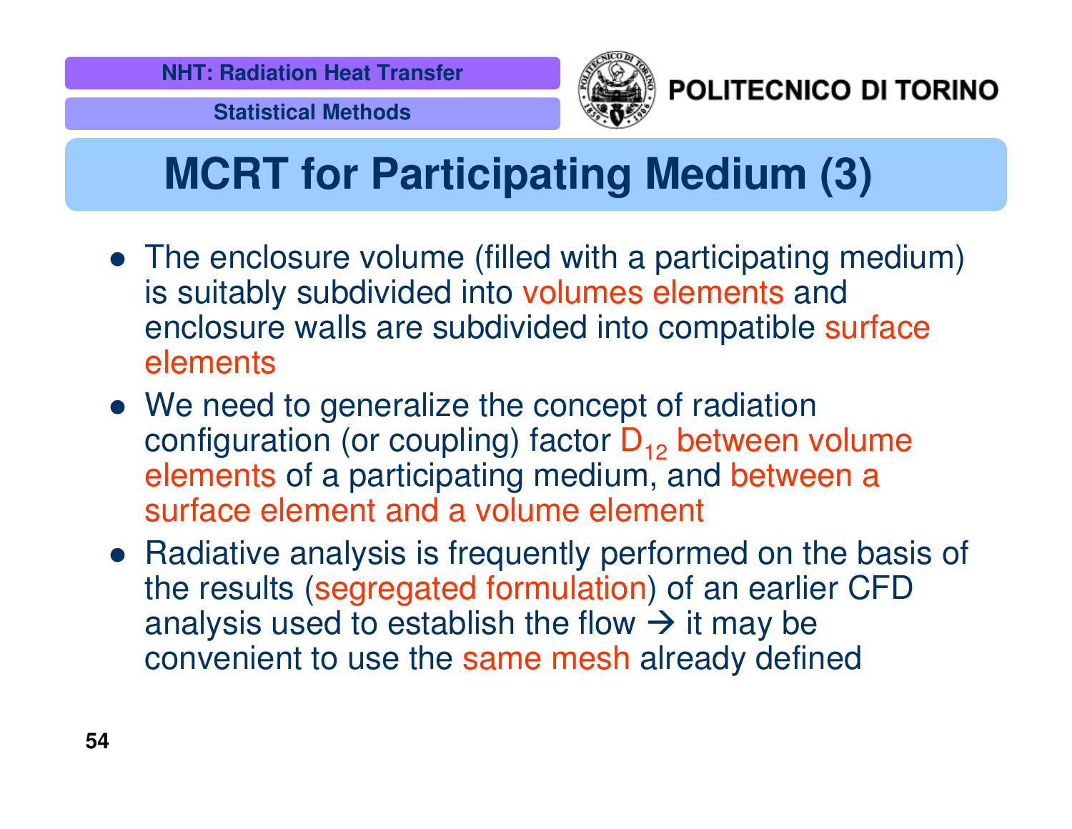# MCRT for Participating Medium (3)

- The enclosure volume (filled with a participating medium) is suitably subdivided into volumes elements and enclosure walls are subdivided into compatible surface elements
- We need to generalize the concept of radiation configuration (or coupling) factor $D_{12}$ between volume elements of a participating medium, and between a surface element and a volume element
- Radiative analysis is frequently performed on the basis of the results (segregated formulation) of an earlier CFD analysis used to establish the flow → it may be convenient to use the same mesh already defined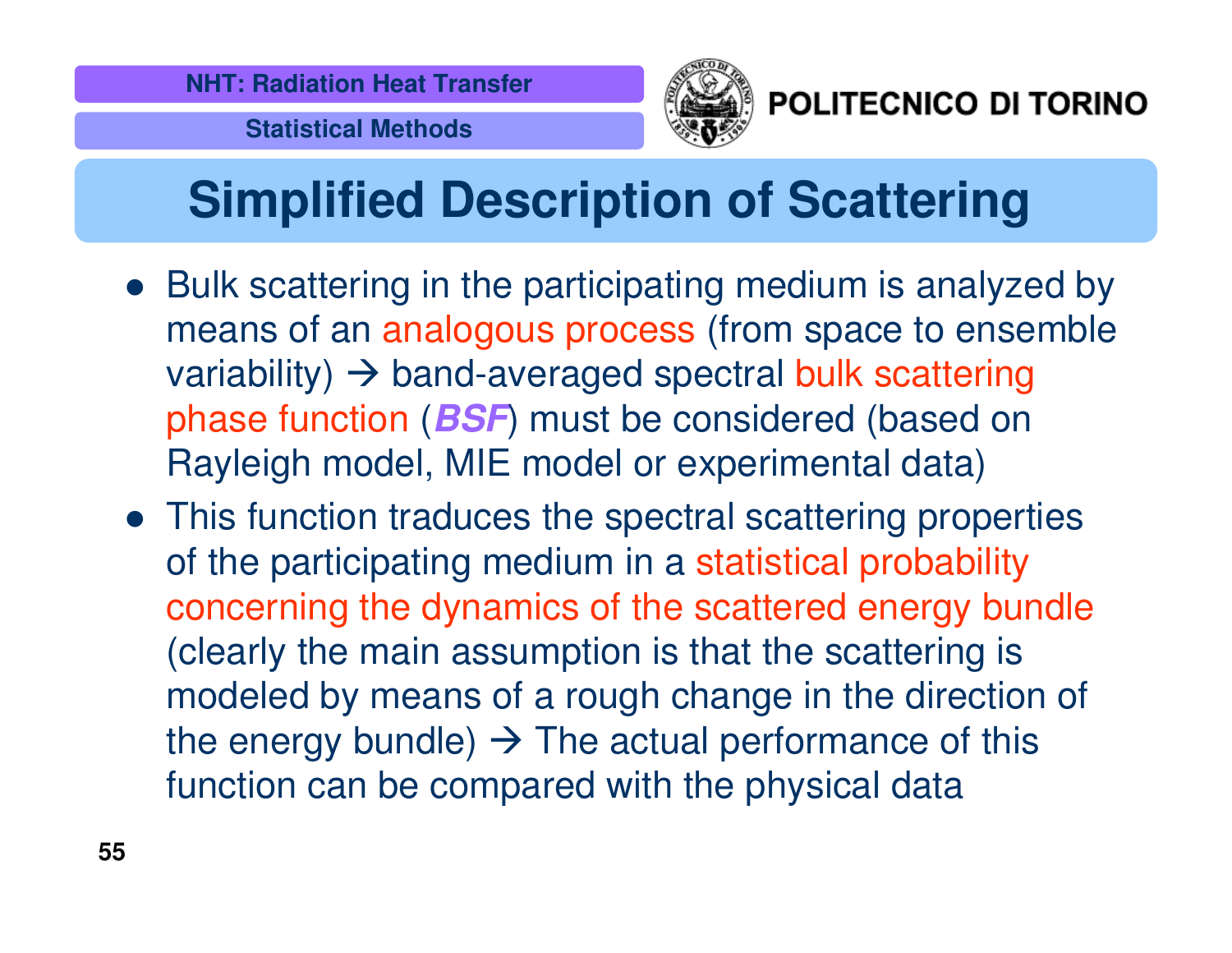# Simplified Description of Scattering

- Bulk scattering in the participating medium is analyzed by means of an analogous process (from space to ensemble variability) → band-averaged spectral bulk scattering phase function (***BSF***) must be considered (based on Rayleigh model, MIE model or experimental data)
- This function traduces the spectral scattering properties of the participating medium in a statistical probability concerning the dynamics of the scattered energy bundle (clearly the main assumption is that the scattering is modeled by means of a rough change in the direction of the energy bundle) → The actual performance of this function can be compared with the physical data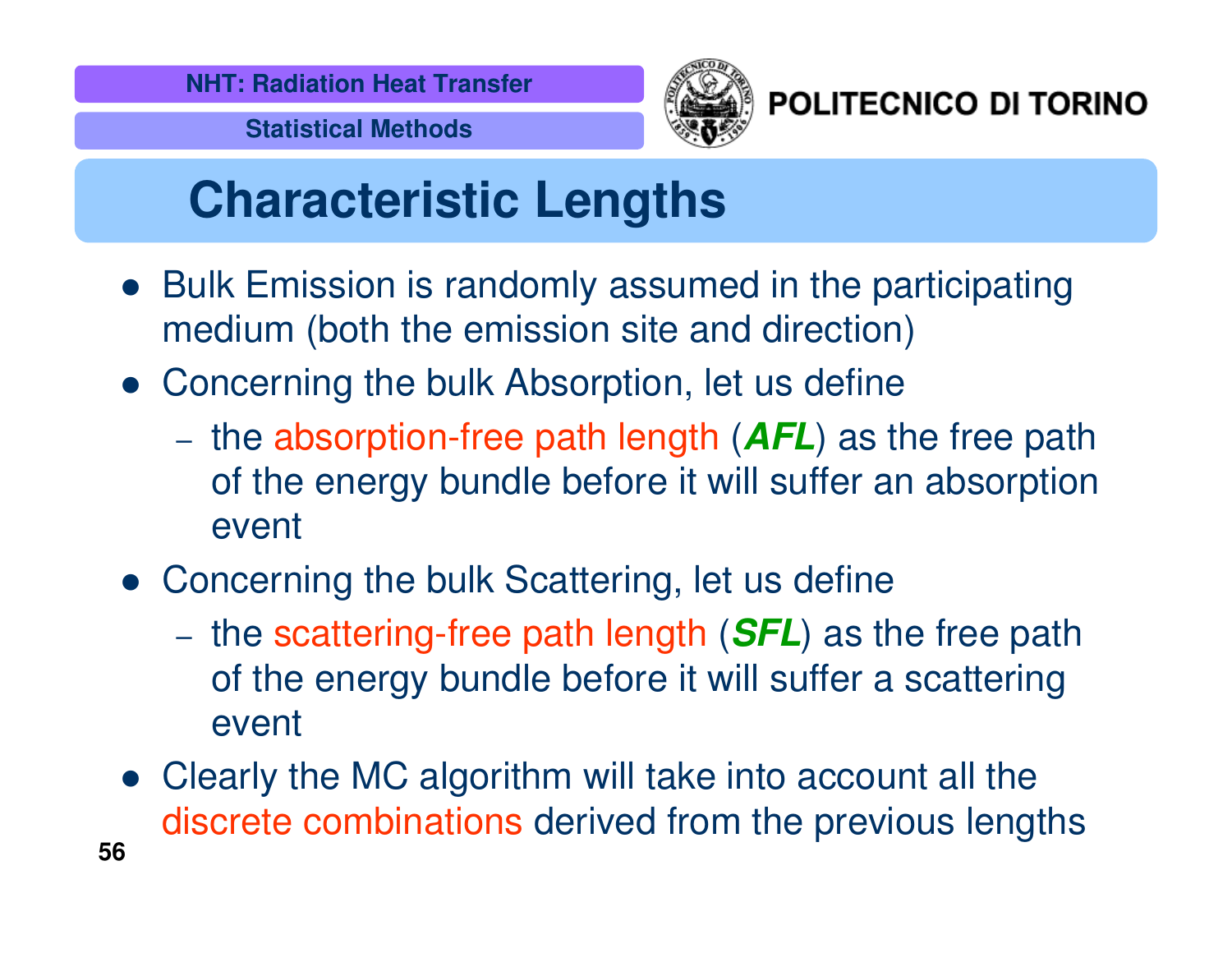# Characteristic Lengths

- Bulk Emission is randomly assumed in the participating medium (both the emission site and direction)
- Concerning the bulk Absorption, let us define
  - the absorption-free path length (***AFL***) as the free path of the energy bundle before it will suffer an absorption event
- Concerning the bulk Scattering, let us define
  - the scattering-free path length (***SFL***) as the free path of the energy bundle before it will suffer a scattering event
- Clearly the MC algorithm will take into account all the discrete combinations derived from the previous lengths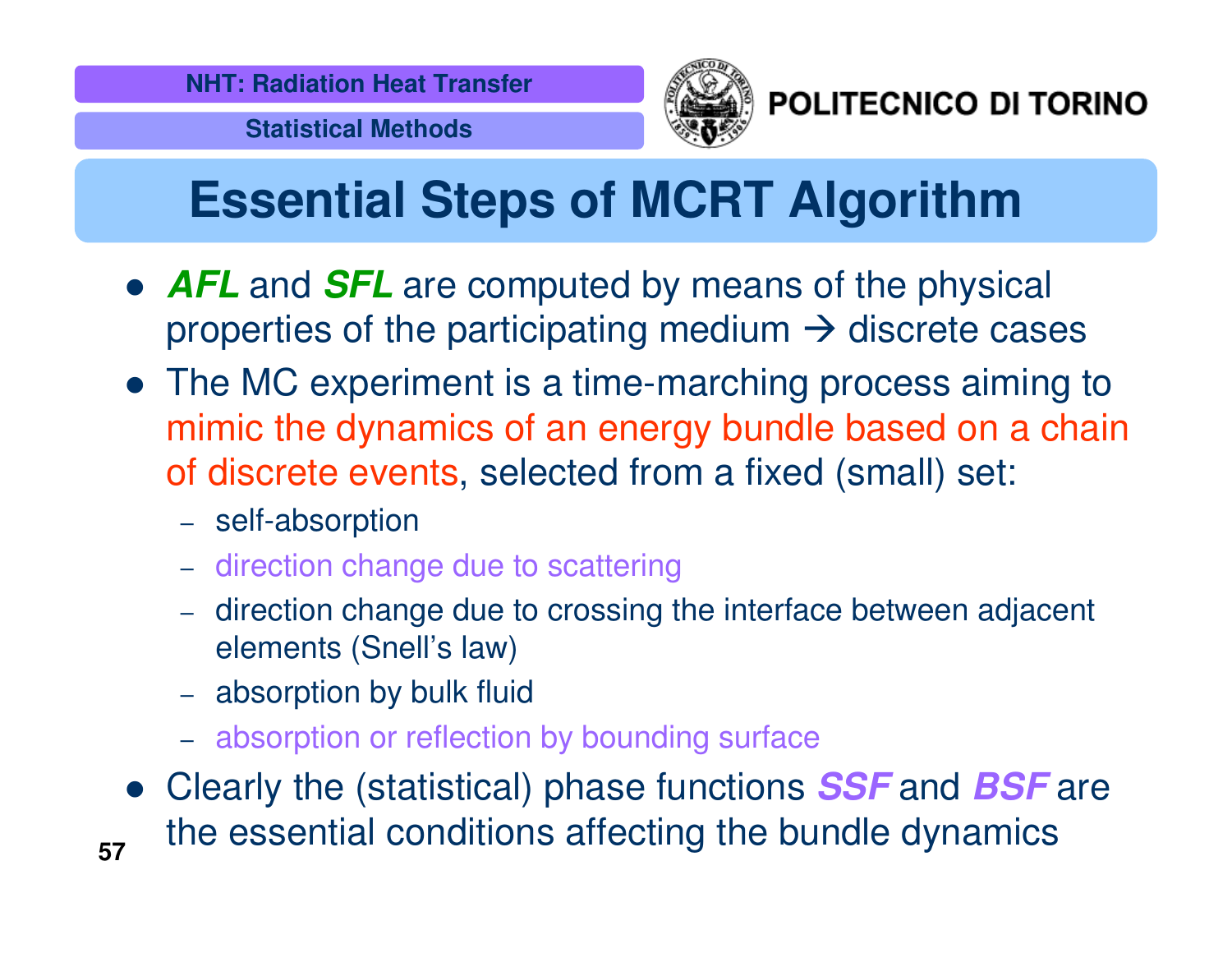# Essential Steps of MCRT Algorithm

- ***AFL*** and ***SFL*** are computed by means of the physical properties of the participating medium → discrete cases
- The MC experiment is a time-marching process aiming to mimic the dynamics of an energy bundle based on a chain of discrete events, selected from a fixed (small) set:
  - self-absorption
  - direction change due to scattering
  - direction change due to crossing the interface between adjacent elements (Snell's law)
  - absorption by bulk fluid
  - absorption or reflection by bounding surface
- Clearly the (statistical) phase functions ***SSF*** and ***BSF*** are the essential conditions affecting the bundle dynamics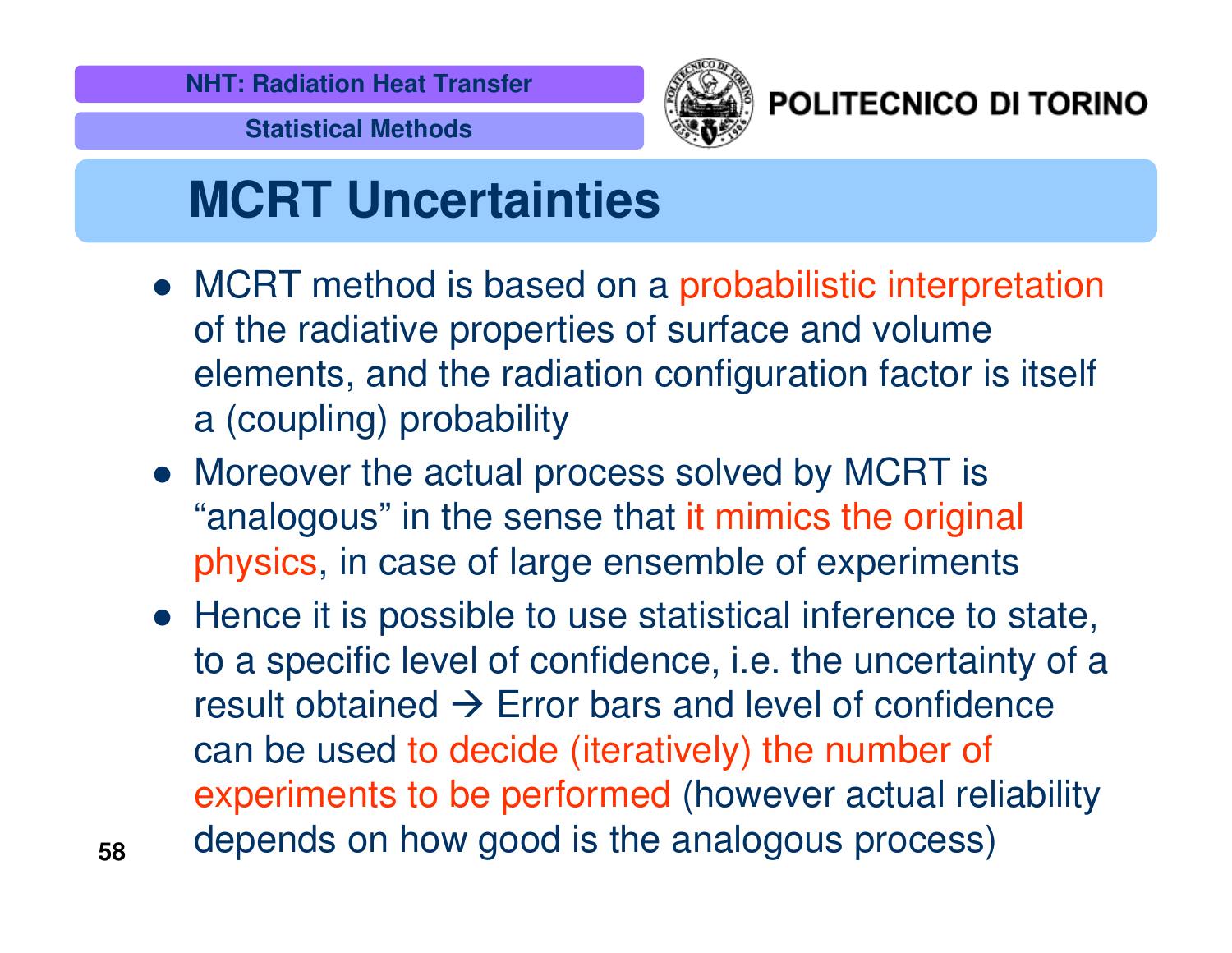# MCRT Uncertainties

- MCRT method is based on a probabilistic interpretation of the radiative properties of surface and volume elements, and the radiation configuration factor is itself a (coupling) probability
- Moreover the actual process solved by MCRT is "analogous" in the sense that it mimics the original physics, in case of large ensemble of experiments
- Hence it is possible to use statistical inference to state, to a specific level of confidence, i.e. the uncertainty of a result obtained → Error bars and level of confidence can be used to decide (iteratively) the number of experiments to be performed (however actual reliability depends on how good is the analogous process)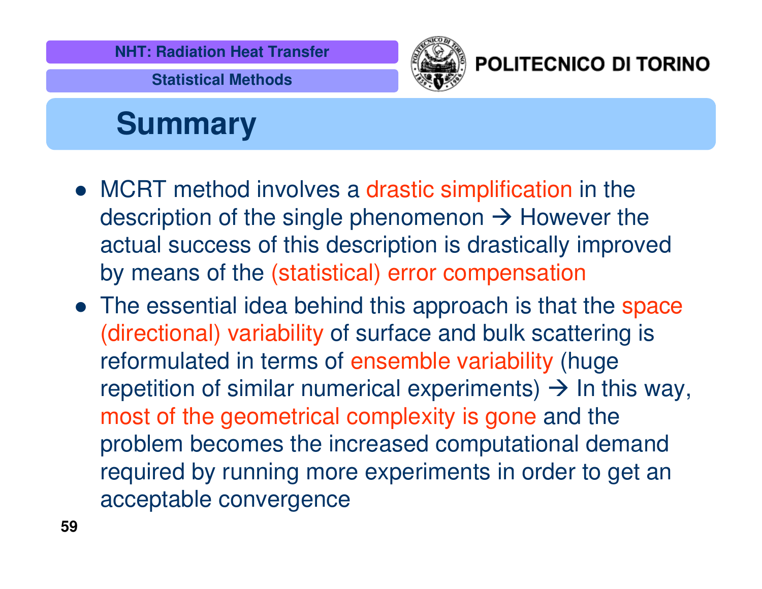# Summary

- MCRT method involves a drastic simplification in the description of the single phenomenon → However the actual success of this description is drastically improved by means of the (statistical) error compensation
- The essential idea behind this approach is that the space (directional) variability of surface and bulk scattering is reformulated in terms of ensemble variability (huge repetition of similar numerical experiments) → In this way, most of the geometrical complexity is gone and the problem becomes the increased computational demand required by running more experiments in order to get an acceptable convergence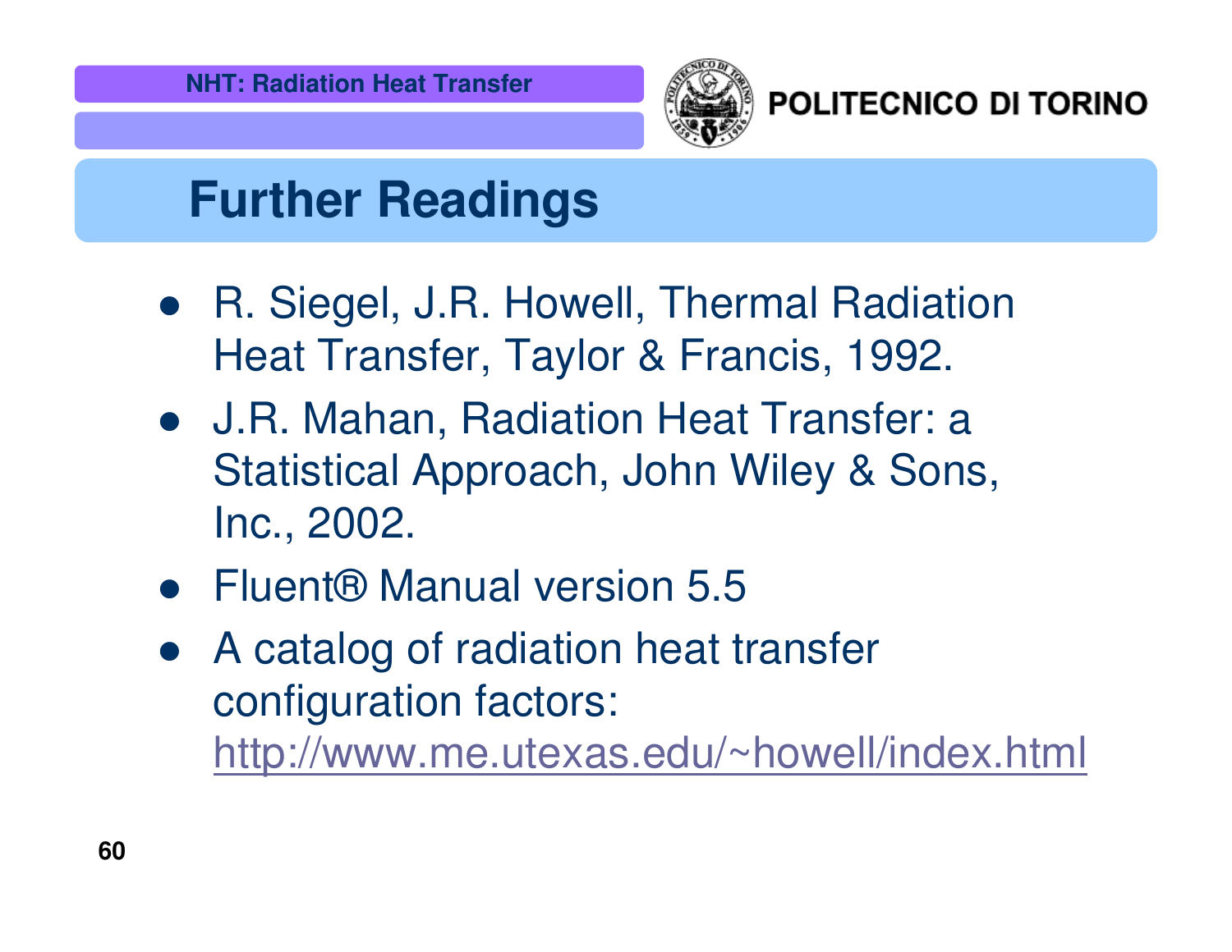# Further Readings

- R. Siegel, J.R. Howell, Thermal Radiation Heat Transfer, Taylor & Francis, 1992.
- J.R. Mahan, Radiation Heat Transfer: a Statistical Approach, John Wiley & Sons, Inc., 2002.
- Fluent® Manual version 5.5
- A catalog of radiation heat transfer configuration factors: http://www.me.utexas.edu/~howell/index.html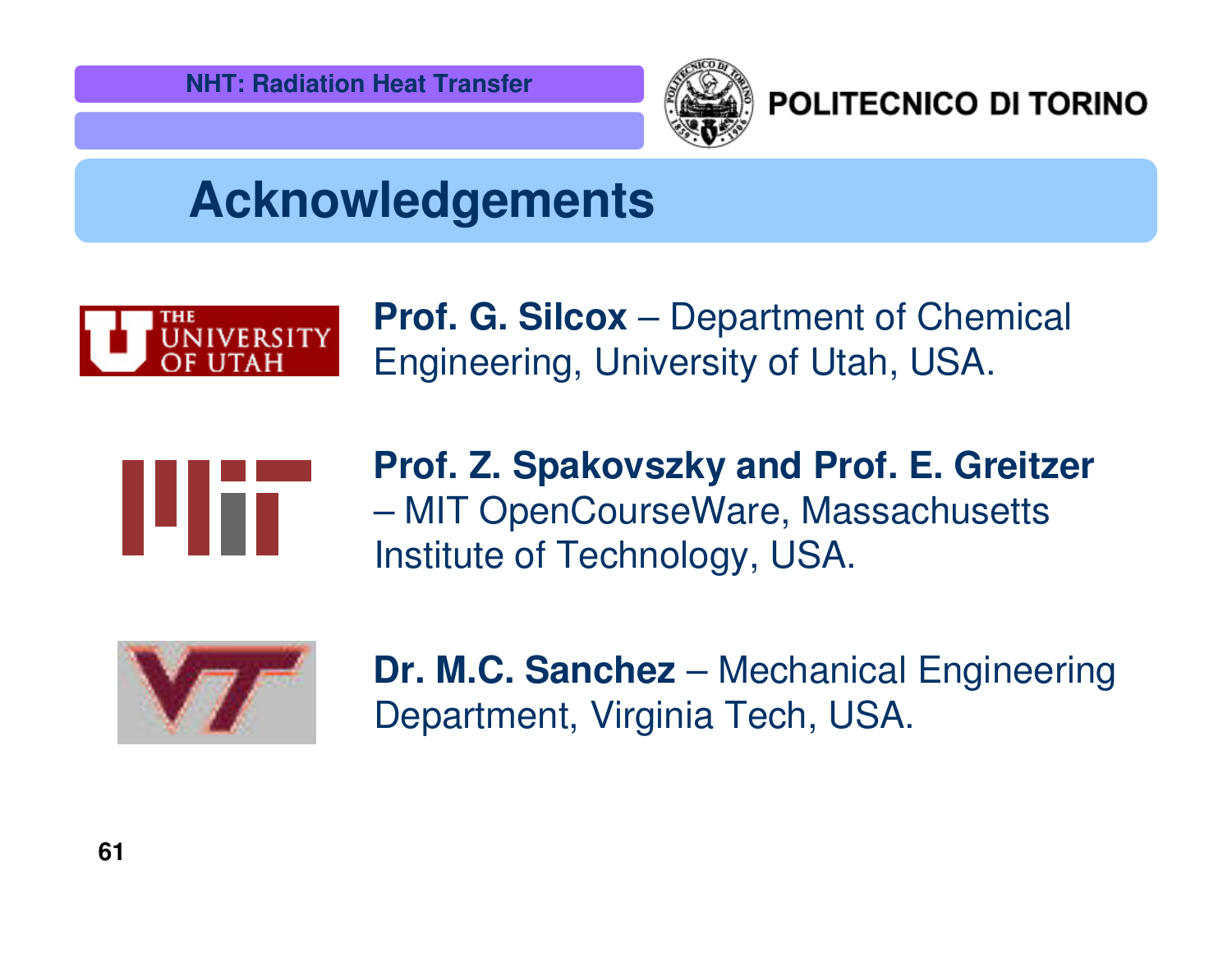# Acknowledgements

**Prof. G. Silcox** – Department of Chemical Engineering, University of Utah, USA.

**Prof. Z. Spakovszky and Prof. E. Greitzer** – MIT OpenCourseWare, Massachusetts Institute of Technology, USA.

**Dr. M.C. Sanchez** – Mechanical Engineering Department, Virginia Tech, USA.